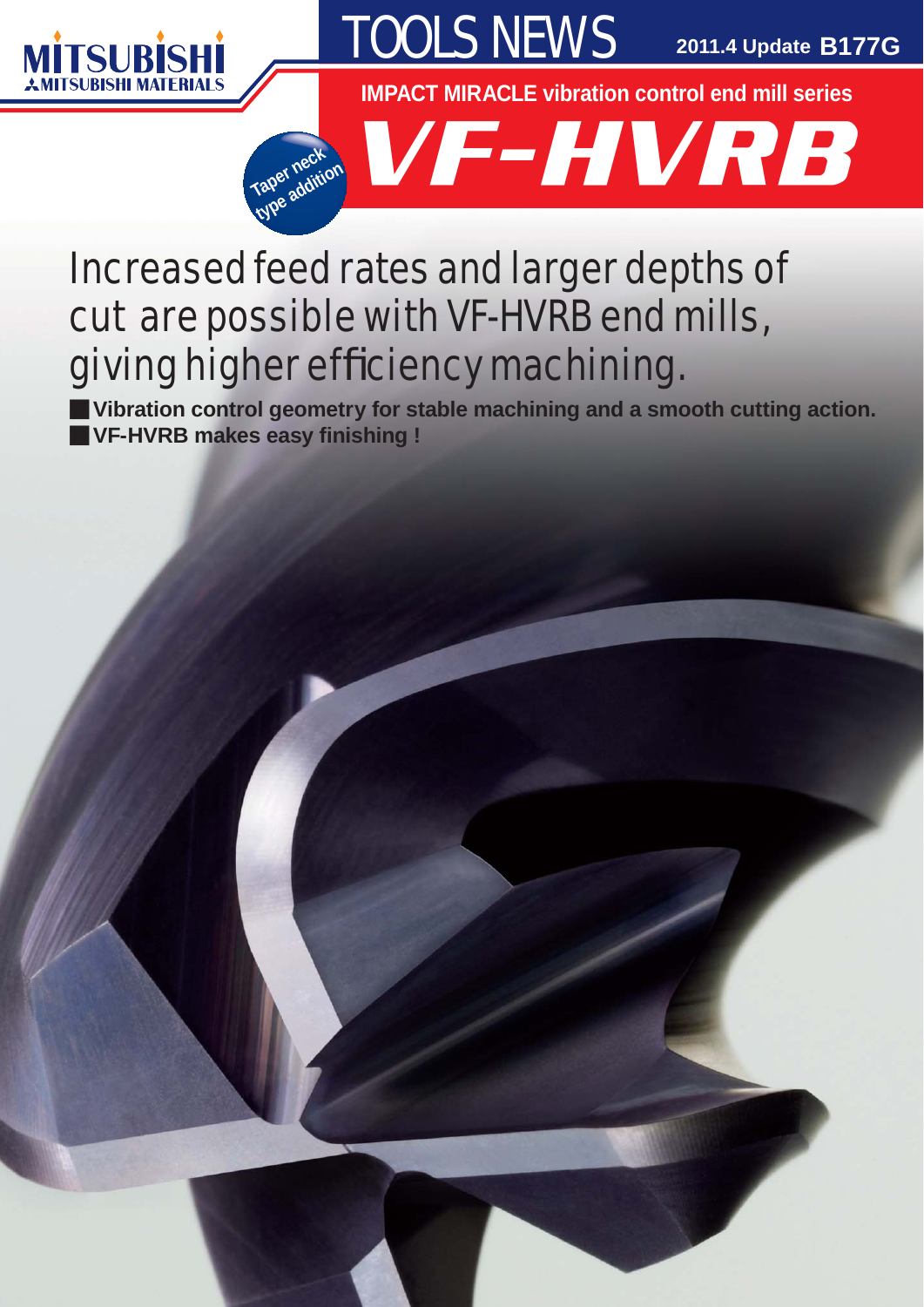MITSUBISHI
MITSUBISHI MATERIALS

# TOOLS NEWS

2011.4 Update **B177G**

**IMPACT MIRACLE vibration control end mill series**

# *VF-HVRB*

Taper neck type addition

## Increased feed rates and larger depths of cut are possible with VF-HVRB end mills, giving higher efficiency machining.

- **Vibration control geometry for stable machining and a smooth cutting action.**
- **VF-HVRB makes easy finishing !**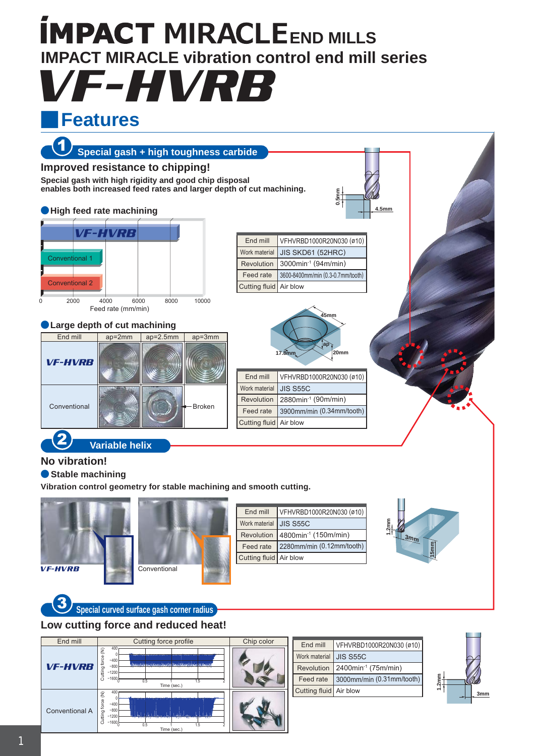# IMPACT MIRACLE END MILLS

## IMPACT MIRACLE vibration control end mill series

# VF-HVRB

## Features

### 1 Special gash + high toughness carbide

**Improved resistance to chipping!**

**Special gash with high rigidity and good chip disposal enables both increased feed rates and larger depth of cut machining.**

#### High feed rate machining

VF-HVRB / Conventional 1 / Conventional 2

0 2000 4000 6000 8000 10000
Feed rate (mm/min)

0.5mm 4.5mm

| End mill | VFHVRBD1000R20N030 (ø10) |
|---|---|
| Work material | JIS SKD61 (52HRC) |
| Revolution | 3000min$^{-1}$ (94m/min) |
| Feed rate | 3600-8400mm/min (0.3-0.7mm/tooth) |
| Cutting fluid | Air blow |

#### Large depth of cut machining

| End mill | ap=2mm | ap=2.5mm | ap=3mm |
|---|---|---|---|
| VF-HVRB | | | |
| Conventional | | | Broken |

45mm 17.8mm 20mm ap

| End mill | VFHVRBD1000R20N030 (ø10) |
|---|---|
| Work material | JIS S55C |
| Revolution | 2880min$^{-1}$ (90m/min) |
| Feed rate | 3900mm/min (0.34mm/tooth) |
| Cutting fluid | Air blow |

### 2 Variable helix

**No vibration!**

#### Stable machining

**Vibration control geometry for stable machining and smooth cutting.**

VF-HVRB / Conventional

| End mill | VFHVRBD1000R20N030 (ø10) |
|---|---|
| Work material | JIS S55C |
| Revolution | 4800min$^{-1}$ (150m/min) |
| Feed rate | 2280mm/min (0.12mm/tooth) |
| Cutting fluid | Air blow |

1.2mm 3mm 15mm

### 3 Special curved surface gash corner radius

**Low cutting force and reduced heat!**

| End mill | Cutting force profile | Chip color |
|---|---|---|
| VF-HVRB | | |
| Conventional A | | |

Cutting force (N): 400, 0, −400, −800, −1200, −1600; Time (sec.): 0, 0.5, 1, 1.5, 2

| End mill | VFHVRBD1000R20N030 (ø10) |
|---|---|
| Work material | JIS S55C |
| Revolution | 2400min$^{-1}$ (75m/min) |
| Feed rate | 3000mm/min (0.31mm/tooth) |
| Cutting fluid | Air blow |

1.2mm 3mm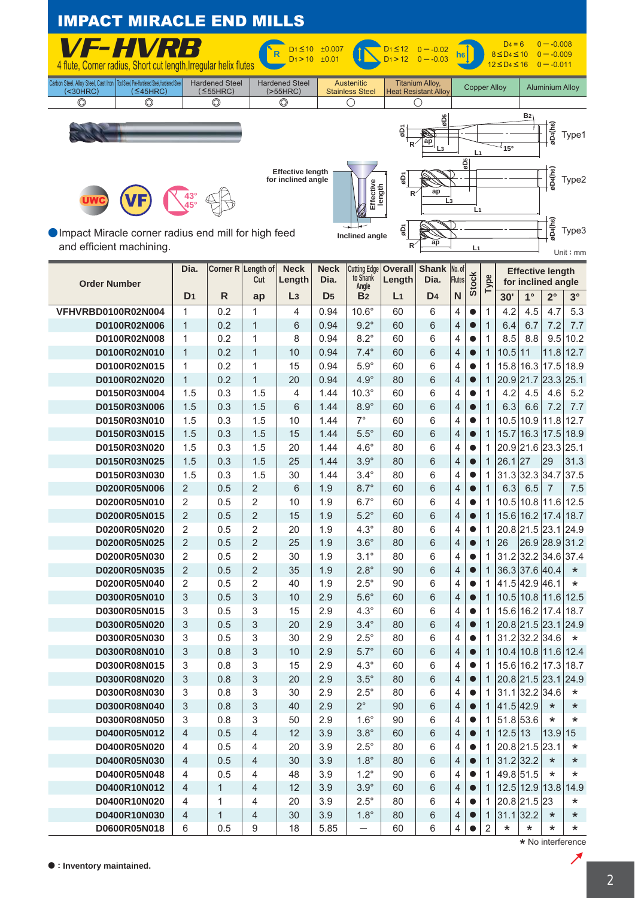# IMPACT MIRACLE END MILLS

## VF-HVRB

4 flute, Corner radius, Short cut length, Irregular helix flutes

| R | |
|---|---|
| $D_1 \leq 10$ | ±0.007 |
| $D_1 > 10$ | ±0.01 |

| | |
|---|---|
| $D_1 \leq 12$ | 0 − -0.02 |
| $D_1 > 12$ | 0 − -0.03 |

| h6 | |
|---|---|
| $D_4 = 6$ | 0 − -0.008 |
| $8 \leq D_4 \leq 10$ | 0 − -0.009 |
| $12 \leq D_4 \leq 16$ | 0 − -0.011 |

| Carbon Steel, Alloy Steel, Cast Iron (<30HRC) | Tool Steel, Pre-Hardened Steel, Hardened Steel (≤45HRC) | Hardened Steel (≤55HRC) | Hardened Steel (>55HRC) | Austenitic Stainless Steel | Titanium Alloy, Heat Resistant Alloy | Copper Alloy | Aluminium Alloy |
|---|---|---|---|---|---|---|---|
| ◎ | ◎ | ◎ | ◎ | ○ | ○ | | |

UWC VF 43° 45°

Effective length for inclined angle

Inclined angle

Type1 Type2 Type3

● Impact Miracle corner radius end mill for high feed and efficient machining.

Unit : mm

| Order Number | Dia. $D_1$ | Corner R $R$ | Length of Cut $ap$ | Neck Length $L_3$ | Neck Dia. $D_5$ | Cutting Edge to Shank Angle $B_2$ | Overall Length $L_1$ | Shank Dia. $D_4$ | No. of Flutes $N$ | Stock | Type | Effective length for inclined angle 30' | 1° | 2° | 3° |
|---|---|---|---|---|---|---|---|---|---|---|---|---|---|---|---|
| VFHVRBD0100R02N004 | 1 | 0.2 | 1 | 4 | 0.94 | 10.6° | 60 | 6 | 4 | ● | 1 | 4.2 | 4.5 | 4.7 | 5.3 |
| D0100R02N006 | 1 | 0.2 | 1 | 6 | 0.94 | 9.2° | 60 | 6 | 4 | ● | 1 | 6.4 | 6.7 | 7.2 | 7.7 |
| D0100R02N008 | 1 | 0.2 | 1 | 8 | 0.94 | 8.2° | 60 | 6 | 4 | ● | 1 | 8.5 | 8.8 | 9.5 | 10.2 |
| D0100R02N010 | 1 | 0.2 | 1 | 10 | 0.94 | 7.4° | 60 | 6 | 4 | ● | 1 | 10.5 | 11 | 11.8 | 12.7 |
| D0100R02N015 | 1 | 0.2 | 1 | 15 | 0.94 | 5.9° | 60 | 6 | 4 | ● | 1 | 15.8 | 16.3 | 17.5 | 18.9 |
| D0100R02N020 | 1 | 0.2 | 1 | 20 | 0.94 | 4.9° | 80 | 6 | 4 | ● | 1 | 20.9 | 21.7 | 23.3 | 25.1 |
| D0150R03N004 | 1.5 | 0.3 | 1.5 | 4 | 1.44 | 10.3° | 60 | 6 | 4 | ● | 1 | 4.2 | 4.5 | 4.6 | 5.2 |
| D0150R03N006 | 1.5 | 0.3 | 1.5 | 6 | 1.44 | 8.9° | 60 | 6 | 4 | ● | 1 | 6.3 | 6.6 | 7.2 | 7.7 |
| D0150R03N010 | 1.5 | 0.3 | 1.5 | 10 | 1.44 | 7° | 60 | 6 | 4 | ● | 1 | 10.5 | 10.9 | 11.8 | 12.7 |
| D0150R03N015 | 1.5 | 0.3 | 1.5 | 15 | 1.44 | 5.5° | 60 | 6 | 4 | ● | 1 | 15.7 | 16.3 | 17.5 | 18.9 |
| D0150R03N020 | 1.5 | 0.3 | 1.5 | 20 | 1.44 | 4.6° | 80 | 6 | 4 | ● | 1 | 20.9 | 21.6 | 23.3 | 25.1 |
| D0150R03N025 | 1.5 | 0.3 | 1.5 | 25 | 1.44 | 3.9° | 80 | 6 | 4 | ● | 1 | 26.1 | 27 | 29 | 31.3 |
| D0150R03N030 | 1.5 | 0.3 | 1.5 | 30 | 1.44 | 3.4° | 80 | 6 | 4 | ● | 1 | 31.3 | 32.3 | 34.7 | 37.5 |
| D0200R05N006 | 2 | 0.5 | 2 | 6 | 1.9 | 8.7° | 60 | 6 | 4 | ● | 1 | 6.3 | 6.5 | 7 | 7.5 |
| D0200R05N010 | 2 | 0.5 | 2 | 10 | 1.9 | 6.7° | 60 | 6 | 4 | ● | 1 | 10.5 | 10.8 | 11.6 | 12.5 |
| D0200R05N015 | 2 | 0.5 | 2 | 15 | 1.9 | 5.2° | 60 | 6 | 4 | ● | 1 | 15.6 | 16.2 | 17.4 | 18.7 |
| D0200R05N020 | 2 | 0.5 | 2 | 20 | 1.9 | 4.3° | 80 | 6 | 4 | ● | 1 | 20.8 | 21.5 | 23.1 | 24.9 |
| D0200R05N025 | 2 | 0.5 | 2 | 25 | 1.9 | 3.6° | 80 | 6 | 4 | ● | 1 | 26 | 26.9 | 28.9 | 31.2 |
| D0200R05N030 | 2 | 0.5 | 2 | 30 | 1.9 | 3.1° | 80 | 6 | 4 | ● | 1 | 31.2 | 32.2 | 34.6 | 37.4 |
| D0200R05N035 | 2 | 0.5 | 2 | 35 | 1.9 | 2.8° | 90 | 6 | 4 | ● | 1 | 36.3 | 37.6 | 40.4 | * |
| D0200R05N040 | 2 | 0.5 | 2 | 40 | 1.9 | 2.5° | 90 | 6 | 4 | ● | 1 | 41.5 | 42.9 | 46.1 | * |
| D0300R05N010 | 3 | 0.5 | 3 | 10 | 2.9 | 5.6° | 60 | 6 | 4 | ● | 1 | 10.5 | 10.8 | 11.6 | 12.5 |
| D0300R05N015 | 3 | 0.5 | 3 | 15 | 2.9 | 4.3° | 60 | 6 | 4 | ● | 1 | 15.6 | 16.2 | 17.4 | 18.7 |
| D0300R05N020 | 3 | 0.5 | 3 | 20 | 2.9 | 3.4° | 80 | 6 | 4 | ● | 1 | 20.8 | 21.5 | 23.1 | 24.9 |
| D0300R05N030 | 3 | 0.5 | 3 | 30 | 2.9 | 2.5° | 80 | 6 | 4 | ● | 1 | 31.2 | 32.2 | 34.6 | * |
| D0300R08N010 | 3 | 0.8 | 3 | 10 | 2.9 | 5.7° | 60 | 6 | 4 | ● | 1 | 10.4 | 10.8 | 11.6 | 12.4 |
| D0300R08N015 | 3 | 0.8 | 3 | 15 | 2.9 | 4.3° | 60 | 6 | 4 | ● | 1 | 15.6 | 16.2 | 17.3 | 18.7 |
| D0300R08N020 | 3 | 0.8 | 3 | 20 | 2.9 | 3.5° | 80 | 6 | 4 | ● | 1 | 20.8 | 21.5 | 23.1 | 24.9 |
| D0300R08N030 | 3 | 0.8 | 3 | 30 | 2.9 | 2.5° | 80 | 6 | 4 | ● | 1 | 31.1 | 32.2 | 34.6 | * |
| D0300R08N040 | 3 | 0.8 | 3 | 40 | 2.9 | 2° | 90 | 6 | 4 | ● | 1 | 41.5 | 42.9 | * | * |
| D0300R08N050 | 3 | 0.8 | 3 | 50 | 2.9 | 1.6° | 90 | 6 | 4 | ● | 1 | 51.8 | 53.6 | * | * |
| D0400R05N012 | 4 | 0.5 | 4 | 12 | 3.9 | 3.8° | 60 | 6 | 4 | ● | 1 | 12.5 | 13 | 13.9 | 15 |
| D0400R05N020 | 4 | 0.5 | 4 | 20 | 3.9 | 2.5° | 80 | 6 | 4 | ● | 1 | 20.8 | 21.5 | 23.1 | * |
| D0400R05N030 | 4 | 0.5 | 4 | 30 | 3.9 | 1.8° | 80 | 6 | 4 | ● | 1 | 31.2 | 32.2 | * | * |
| D0400R05N048 | 4 | 0.5 | 4 | 48 | 3.9 | 1.2° | 90 | 6 | 4 | ● | 1 | 49.8 | 51.5 | * | * |
| D0400R10N012 | 4 | 1 | 4 | 12 | 3.9 | 3.9° | 60 | 6 | 4 | ● | 1 | 12.5 | 12.9 | 13.8 | 14.9 |
| D0400R10N020 | 4 | 1 | 4 | 20 | 3.9 | 2.5° | 80 | 6 | 4 | ● | 1 | 20.8 | 21.5 | 23 | * |
| D0400R10N030 | 4 | 1 | 4 | 30 | 3.9 | 1.8° | 80 | 6 | 4 | ● | 1 | 31.1 | 32.2 | * | * |
| D0600R05N018 | 6 | 0.5 | 9 | 18 | 5.85 | — | 60 | 6 | 4 | ● | 2 | * | * | * | * |

* No interference

● : Inventory maintained.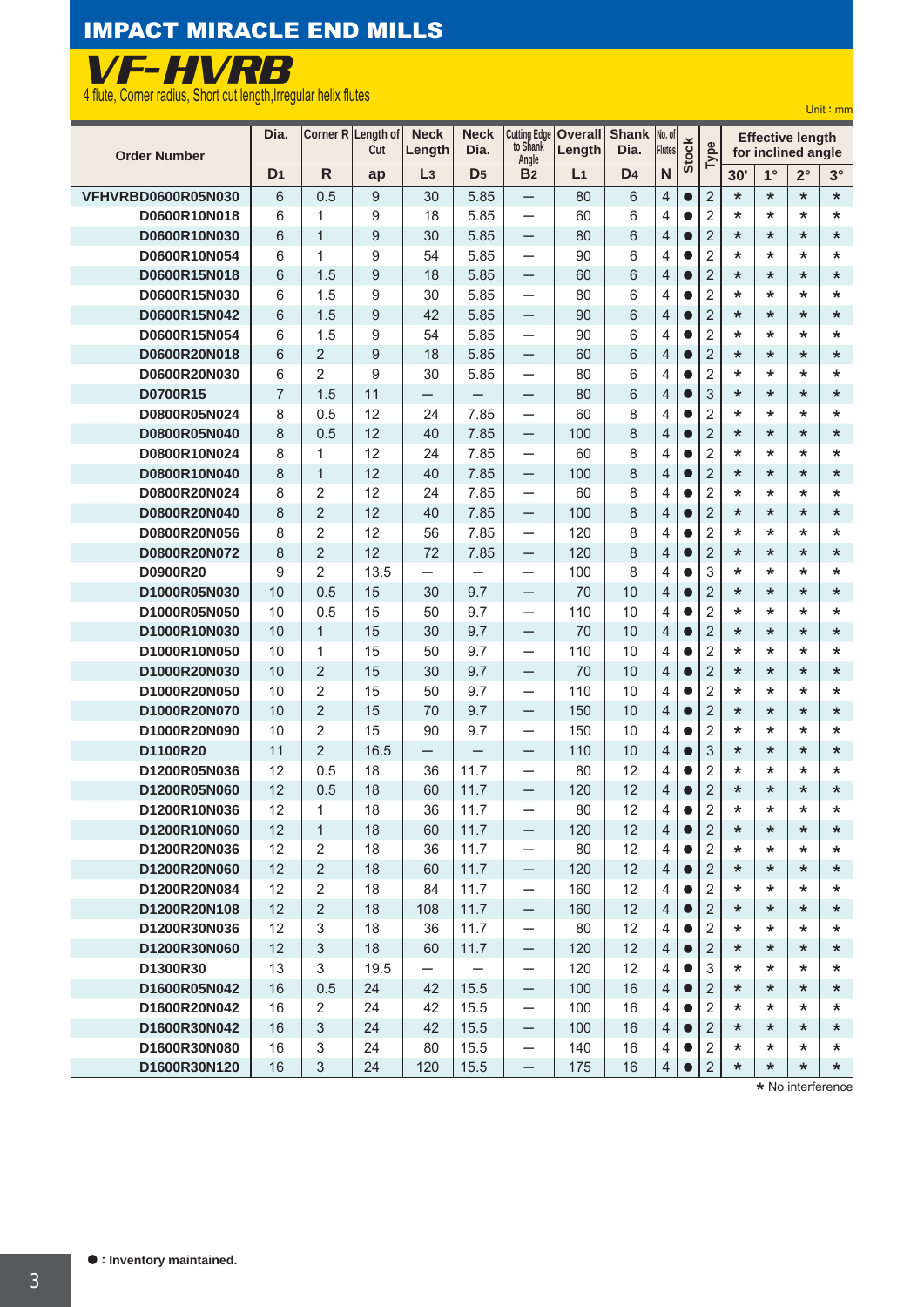# IMPACT MIRACLE END MILLS

## VF-HVRB

4 flute, Corner radius, Short cut length, Irregular helix flutes

Unit : mm

| Order Number | Dia. | Corner R | Length of Cut | Neck Length | Neck Dia. | Cutting Edge to Shank Angle | Overall Length | Shank Dia. | No. of Flutes | Stock | Type | Effective length for inclined angle | | | |
|---|---|---|---|---|---|---|---|---|---|---|---|---|---|---|---|
| | $D_1$ | R | ap | $L_3$ | $D_5$ | $B_2$ | $L_1$ | $D_4$ | N | | | 30' | 1° | 2° | 3° |
| VFHVRBD0600R05N030 | 6 | 0.5 | 9 | 30 | 5.85 | — | 80 | 6 | 4 | ● | 2 | * | * | * | * |
| D0600R10N018 | 6 | 1 | 9 | 18 | 5.85 | — | 60 | 6 | 4 | ● | 2 | * | * | * | * |
| D0600R10N030 | 6 | 1 | 9 | 30 | 5.85 | — | 80 | 6 | 4 | ● | 2 | * | * | * | * |
| D0600R10N054 | 6 | 1 | 9 | 54 | 5.85 | — | 90 | 6 | 4 | ● | 2 | * | * | * | * |
| D0600R15N018 | 6 | 1.5 | 9 | 18 | 5.85 | — | 60 | 6 | 4 | ● | 2 | * | * | * | * |
| D0600R15N030 | 6 | 1.5 | 9 | 30 | 5.85 | — | 80 | 6 | 4 | ● | 2 | * | * | * | * |
| D0600R15N042 | 6 | 1.5 | 9 | 42 | 5.85 | — | 90 | 6 | 4 | ● | 2 | * | * | * | * |
| D0600R15N054 | 6 | 1.5 | 9 | 54 | 5.85 | — | 90 | 6 | 4 | ● | 2 | * | * | * | * |
| D0600R20N018 | 6 | 2 | 9 | 18 | 5.85 | — | 60 | 6 | 4 | ● | 2 | * | * | * | * |
| D0600R20N030 | 6 | 2 | 9 | 30 | 5.85 | — | 80 | 6 | 4 | ● | 2 | * | * | * | * |
| D0700R15 | 7 | 1.5 | 11 | — | — | — | 80 | 6 | 4 | ● | 3 | * | * | * | * |
| D0800R05N024 | 8 | 0.5 | 12 | 24 | 7.85 | — | 60 | 8 | 4 | ● | 2 | * | * | * | * |
| D0800R05N040 | 8 | 0.5 | 12 | 40 | 7.85 | — | 100 | 8 | 4 | ● | 2 | * | * | * | * |
| D0800R10N024 | 8 | 1 | 12 | 24 | 7.85 | — | 60 | 8 | 4 | ● | 2 | * | * | * | * |
| D0800R10N040 | 8 | 1 | 12 | 40 | 7.85 | — | 100 | 8 | 4 | ● | 2 | * | * | * | * |
| D0800R20N024 | 8 | 2 | 12 | 24 | 7.85 | — | 60 | 8 | 4 | ● | 2 | * | * | * | * |
| D0800R20N040 | 8 | 2 | 12 | 40 | 7.85 | — | 100 | 8 | 4 | ● | 2 | * | * | * | * |
| D0800R20N056 | 8 | 2 | 12 | 56 | 7.85 | — | 120 | 8 | 4 | ● | 2 | * | * | * | * |
| D0800R20N072 | 8 | 2 | 12 | 72 | 7.85 | — | 120 | 8 | 4 | ● | 2 | * | * | * | * |
| D0900R20 | 9 | 2 | 13.5 | — | — | — | 100 | 8 | 4 | ● | 3 | * | * | * | * |
| D1000R05N030 | 10 | 0.5 | 15 | 30 | 9.7 | — | 70 | 10 | 4 | ● | 2 | * | * | * | * |
| D1000R05N050 | 10 | 0.5 | 15 | 50 | 9.7 | — | 110 | 10 | 4 | ● | 2 | * | * | * | * |
| D1000R10N030 | 10 | 1 | 15 | 30 | 9.7 | — | 70 | 10 | 4 | ● | 2 | * | * | * | * |
| D1000R10N050 | 10 | 1 | 15 | 50 | 9.7 | — | 110 | 10 | 4 | ● | 2 | * | * | * | * |
| D1000R20N030 | 10 | 2 | 15 | 30 | 9.7 | — | 70 | 10 | 4 | ● | 2 | * | * | * | * |
| D1000R20N050 | 10 | 2 | 15 | 50 | 9.7 | — | 110 | 10 | 4 | ● | 2 | * | * | * | * |
| D1000R20N070 | 10 | 2 | 15 | 70 | 9.7 | — | 150 | 10 | 4 | ● | 2 | * | * | * | * |
| D1000R20N090 | 10 | 2 | 15 | 90 | 9.7 | — | 150 | 10 | 4 | ● | 2 | * | * | * | * |
| D1100R20 | 11 | 2 | 16.5 | — | — | — | 110 | 10 | 4 | ● | 3 | * | * | * | * |
| D1200R05N036 | 12 | 0.5 | 18 | 36 | 11.7 | — | 80 | 12 | 4 | ● | 2 | * | * | * | * |
| D1200R05N060 | 12 | 0.5 | 18 | 60 | 11.7 | — | 120 | 12 | 4 | ● | 2 | * | * | * | * |
| D1200R10N036 | 12 | 1 | 18 | 36 | 11.7 | — | 80 | 12 | 4 | ● | 2 | * | * | * | * |
| D1200R10N060 | 12 | 1 | 18 | 60 | 11.7 | — | 120 | 12 | 4 | ● | 2 | * | * | * | * |
| D1200R20N036 | 12 | 2 | 18 | 36 | 11.7 | — | 80 | 12 | 4 | ● | 2 | * | * | * | * |
| D1200R20N060 | 12 | 2 | 18 | 60 | 11.7 | — | 120 | 12 | 4 | ● | 2 | * | * | * | * |
| D1200R20N084 | 12 | 2 | 18 | 84 | 11.7 | — | 160 | 12 | 4 | ● | 2 | * | * | * | * |
| D1200R20N108 | 12 | 2 | 18 | 108 | 11.7 | — | 160 | 12 | 4 | ● | 2 | * | * | * | * |
| D1200R30N036 | 12 | 3 | 18 | 36 | 11.7 | — | 80 | 12 | 4 | ● | 2 | * | * | * | * |
| D1200R30N060 | 12 | 3 | 18 | 60 | 11.7 | — | 120 | 12 | 4 | ● | 2 | * | * | * | * |
| D1300R30 | 13 | 3 | 19.5 | — | — | — | 120 | 12 | 4 | ● | 3 | * | * | * | * |
| D1600R05N042 | 16 | 0.5 | 24 | 42 | 15.5 | — | 100 | 16 | 4 | ● | 2 | * | * | * | * |
| D1600R20N042 | 16 | 2 | 24 | 42 | 15.5 | — | 100 | 16 | 4 | ● | 2 | * | * | * | * |
| D1600R30N042 | 16 | 3 | 24 | 42 | 15.5 | — | 100 | 16 | 4 | ● | 2 | * | * | * | * |
| D1600R30N080 | 16 | 3 | 24 | 80 | 15.5 | — | 140 | 16 | 4 | ● | 2 | * | * | * | * |
| D1600R30N120 | 16 | 3 | 24 | 120 | 15.5 | — | 175 | 16 | 4 | ● | 2 | * | * | * | * |

* No interference

● : Inventory maintained.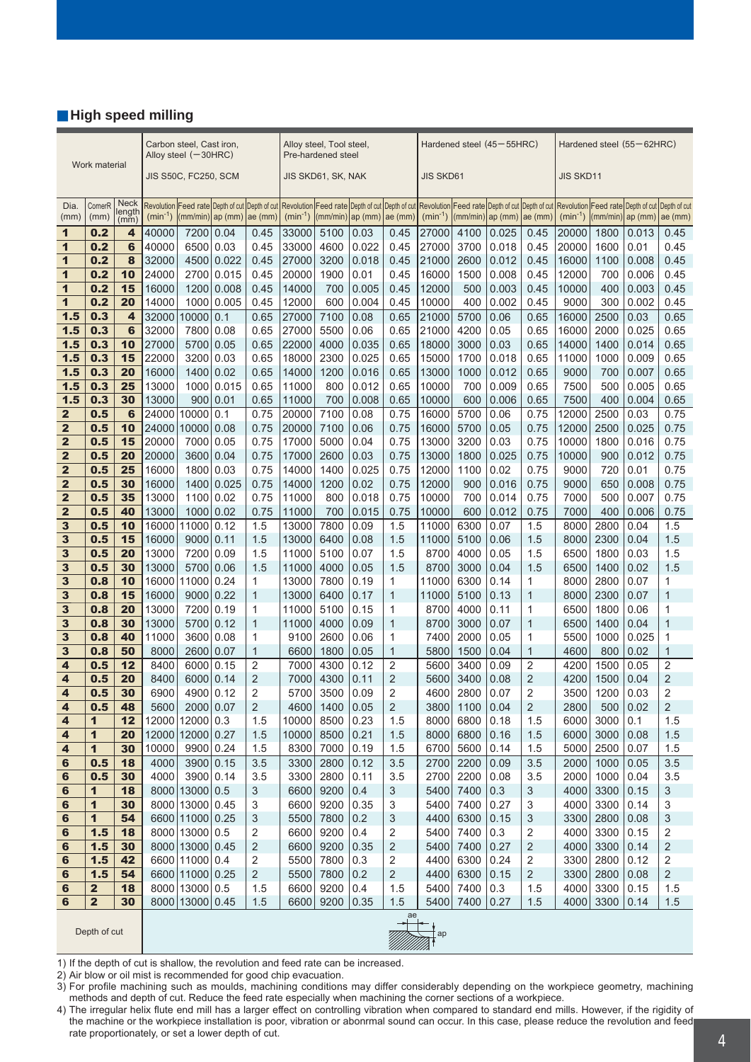## High speed milling

| Work material | | | Carbon steel, Cast iron, Alloy steel (−30HRC) JIS S50C, FC250, SCM | | | | Alloy steel, Tool steel, Pre-hardened steel JIS SKD61, SK, NAK | | | | Hardened steel (45−55HRC) JIS SKD61 | | | | Hardened steel (55−62HRC) JIS SKD11 | | | |
|---|---|---|---|---|---|---|---|---|---|---|---|---|---|---|---|---|---|---|
| Dia. (mm) | CornerR (mm) | Neck length (mm) | Revolution ($min^{-1}$) | Feed rate (mm/min) | Depth of cut ap (mm) | Depth of cut ae (mm) | Revolution ($min^{-1}$) | Feed rate (mm/min) | Depth of cut ap (mm) | Depth of cut ae (mm) | Revolution ($min^{-1}$) | Feed rate (mm/min) | Depth of cut ap (mm) | Depth of cut ae (mm) | Revolution ($min^{-1}$) | Feed rate (mm/min) | Depth of cut ap (mm) | Depth of cut ae (mm) |
| 1 | 0.2 | 4 | 40000 | 7200 | 0.04 | 0.45 | 33000 | 5100 | 0.03 | 0.45 | 27000 | 4100 | 0.025 | 0.45 | 20000 | 1800 | 0.013 | 0.45 |
| 1 | 0.2 | 6 | 40000 | 6500 | 0.03 | 0.45 | 33000 | 4600 | 0.022 | 0.45 | 27000 | 3700 | 0.018 | 0.45 | 20000 | 1600 | 0.01 | 0.45 |
| 1 | 0.2 | 8 | 32000 | 4500 | 0.022 | 0.45 | 27000 | 3200 | 0.018 | 0.45 | 21000 | 2600 | 0.012 | 0.45 | 16000 | 1100 | 0.008 | 0.45 |
| 1 | 0.2 | 10 | 24000 | 2700 | 0.015 | 0.45 | 20000 | 1900 | 0.01 | 0.45 | 16000 | 1500 | 0.008 | 0.45 | 12000 | 700 | 0.006 | 0.45 |
| 1 | 0.2 | 15 | 16000 | 1200 | 0.008 | 0.45 | 14000 | 700 | 0.005 | 0.45 | 12000 | 500 | 0.003 | 0.45 | 10000 | 400 | 0.003 | 0.45 |
| 1 | 0.2 | 20 | 14000 | 1000 | 0.005 | 0.45 | 12000 | 600 | 0.004 | 0.45 | 10000 | 400 | 0.002 | 0.45 | 9000 | 300 | 0.002 | 0.45 |
| 1.5 | 0.3 | 4 | 32000 | 10000 | 0.1 | 0.65 | 27000 | 7100 | 0.08 | 0.65 | 21000 | 5700 | 0.06 | 0.65 | 16000 | 2500 | 0.03 | 0.65 |
| 1.5 | 0.3 | 6 | 32000 | 7800 | 0.08 | 0.65 | 27000 | 5500 | 0.06 | 0.65 | 21000 | 4200 | 0.05 | 0.65 | 16000 | 2000 | 0.025 | 0.65 |
| 1.5 | 0.3 | 10 | 27000 | 5700 | 0.05 | 0.65 | 22000 | 4000 | 0.035 | 0.65 | 18000 | 3000 | 0.03 | 0.65 | 14000 | 1400 | 0.014 | 0.65 |
| 1.5 | 0.3 | 15 | 22000 | 3200 | 0.03 | 0.65 | 18000 | 2300 | 0.025 | 0.65 | 15000 | 1700 | 0.018 | 0.65 | 11000 | 1000 | 0.009 | 0.65 |
| 1.5 | 0.3 | 20 | 16000 | 1400 | 0.02 | 0.65 | 14000 | 1200 | 0.016 | 0.65 | 13000 | 1000 | 0.012 | 0.65 | 9000 | 700 | 0.007 | 0.65 |
| 1.5 | 0.3 | 25 | 13000 | 1000 | 0.015 | 0.65 | 11000 | 800 | 0.012 | 0.65 | 10000 | 700 | 0.009 | 0.65 | 7500 | 500 | 0.005 | 0.65 |
| 1.5 | 0.3 | 30 | 13000 | 900 | 0.01 | 0.65 | 11000 | 700 | 0.008 | 0.65 | 10000 | 600 | 0.006 | 0.65 | 7500 | 400 | 0.004 | 0.65 |
| 2 | 0.5 | 6 | 24000 | 10000 | 0.1 | 0.75 | 20000 | 7100 | 0.08 | 0.75 | 16000 | 5700 | 0.06 | 0.75 | 12000 | 2500 | 0.03 | 0.75 |
| 2 | 0.5 | 10 | 24000 | 10000 | 0.08 | 0.75 | 20000 | 7100 | 0.06 | 0.75 | 16000 | 5700 | 0.05 | 0.75 | 12000 | 2500 | 0.025 | 0.75 |
| 2 | 0.5 | 15 | 20000 | 7000 | 0.05 | 0.75 | 17000 | 5000 | 0.04 | 0.75 | 13000 | 3200 | 0.03 | 0.75 | 10000 | 1800 | 0.016 | 0.75 |
| 2 | 0.5 | 20 | 20000 | 3600 | 0.04 | 0.75 | 17000 | 2600 | 0.03 | 0.75 | 13000 | 1800 | 0.025 | 0.75 | 10000 | 900 | 0.012 | 0.75 |
| 2 | 0.5 | 25 | 16000 | 1800 | 0.03 | 0.75 | 14000 | 1400 | 0.025 | 0.75 | 12000 | 1100 | 0.02 | 0.75 | 9000 | 720 | 0.01 | 0.75 |
| 2 | 0.5 | 30 | 16000 | 1400 | 0.025 | 0.75 | 14000 | 1200 | 0.02 | 0.75 | 12000 | 900 | 0.016 | 0.75 | 9000 | 650 | 0.008 | 0.75 |
| 2 | 0.5 | 35 | 13000 | 1100 | 0.02 | 0.75 | 11000 | 800 | 0.018 | 0.75 | 10000 | 700 | 0.014 | 0.75 | 7000 | 500 | 0.007 | 0.75 |
| 2 | 0.5 | 40 | 13000 | 1000 | 0.02 | 0.75 | 11000 | 700 | 0.015 | 0.75 | 10000 | 600 | 0.012 | 0.75 | 7000 | 400 | 0.006 | 0.75 |
| 3 | 0.5 | 10 | 16000 | 11000 | 0.12 | 1.5 | 13000 | 7800 | 0.09 | 1.5 | 11000 | 6300 | 0.07 | 1.5 | 8000 | 2800 | 0.04 | 1.5 |
| 3 | 0.5 | 15 | 16000 | 9000 | 0.11 | 1.5 | 13000 | 6400 | 0.08 | 1.5 | 11000 | 5100 | 0.06 | 1.5 | 8000 | 2300 | 0.04 | 1.5 |
| 3 | 0.5 | 20 | 13000 | 7200 | 0.09 | 1.5 | 11000 | 5100 | 0.07 | 1.5 | 8700 | 4000 | 0.05 | 1.5 | 6500 | 1800 | 0.03 | 1.5 |
| 3 | 0.5 | 30 | 13000 | 5700 | 0.06 | 1.5 | 11000 | 4000 | 0.05 | 1.5 | 8700 | 3000 | 0.04 | 1.5 | 6500 | 1400 | 0.02 | 1.5 |
| 3 | 0.8 | 10 | 16000 | 11000 | 0.24 | 1 | 13000 | 7800 | 0.19 | 1 | 11000 | 6300 | 0.14 | 1 | 8000 | 2800 | 0.07 | 1 |
| 3 | 0.8 | 15 | 16000 | 9000 | 0.22 | 1 | 13000 | 6400 | 0.17 | 1 | 11000 | 5100 | 0.13 | 1 | 8000 | 2300 | 0.07 | 1 |
| 3 | 0.8 | 20 | 13000 | 7200 | 0.19 | 1 | 11000 | 5100 | 0.15 | 1 | 8700 | 4000 | 0.11 | 1 | 6500 | 1800 | 0.06 | 1 |
| 3 | 0.8 | 30 | 13000 | 5700 | 0.12 | 1 | 11000 | 4000 | 0.09 | 1 | 8700 | 3000 | 0.07 | 1 | 6500 | 1400 | 0.04 | 1 |
| 3 | 0.8 | 40 | 11000 | 3600 | 0.08 | 1 | 9100 | 2600 | 0.06 | 1 | 7400 | 2000 | 0.05 | 1 | 5500 | 1000 | 0.025 | 1 |
| 3 | 0.8 | 50 | 8000 | 2600 | 0.07 | 1 | 6600 | 1800 | 0.05 | 1 | 5800 | 1500 | 0.04 | 1 | 4600 | 800 | 0.02 | 1 |
| 4 | 0.5 | 12 | 8400 | 6000 | 0.15 | 2 | 7000 | 4300 | 0.12 | 2 | 5600 | 3400 | 0.09 | 2 | 4200 | 1500 | 0.05 | 2 |
| 4 | 0.5 | 20 | 8400 | 6000 | 0.14 | 2 | 7000 | 4300 | 0.11 | 2 | 5600 | 3400 | 0.08 | 2 | 4200 | 1500 | 0.04 | 2 |
| 4 | 0.5 | 30 | 6900 | 4900 | 0.12 | 2 | 5700 | 3500 | 0.09 | 2 | 4600 | 2800 | 0.07 | 2 | 3500 | 1200 | 0.03 | 2 |
| 4 | 0.5 | 48 | 5600 | 2000 | 0.07 | 2 | 4600 | 1400 | 0.05 | 2 | 3800 | 1100 | 0.04 | 2 | 2800 | 500 | 0.02 | 2 |
| 4 | 1 | 12 | 12000 | 12000 | 0.3 | 1.5 | 10000 | 8500 | 0.23 | 1.5 | 8000 | 6800 | 0.18 | 1.5 | 6000 | 3000 | 0.1 | 1.5 |
| 4 | 1 | 20 | 12000 | 12000 | 0.27 | 1.5 | 10000 | 8500 | 0.21 | 1.5 | 8000 | 6800 | 0.16 | 1.5 | 6000 | 3000 | 0.08 | 1.5 |
| 4 | 1 | 30 | 10000 | 9900 | 0.24 | 1.5 | 8300 | 7000 | 0.19 | 1.5 | 6700 | 5600 | 0.14 | 1.5 | 5000 | 2500 | 0.07 | 1.5 |
| 6 | 0.5 | 18 | 4000 | 3900 | 0.15 | 3.5 | 3300 | 2800 | 0.12 | 3.5 | 2700 | 2200 | 0.09 | 3.5 | 2000 | 1000 | 0.05 | 3.5 |
| 6 | 0.5 | 30 | 4000 | 3900 | 0.14 | 3.5 | 3300 | 2800 | 0.11 | 3.5 | 2700 | 2200 | 0.08 | 3.5 | 2000 | 1000 | 0.04 | 3.5 |
| 6 | 1 | 18 | 8000 | 13000 | 0.5 | 3 | 6600 | 9200 | 0.4 | 3 | 5400 | 7400 | 0.3 | 3 | 4000 | 3300 | 0.15 | 3 |
| 6 | 1 | 30 | 8000 | 13000 | 0.45 | 3 | 6600 | 9200 | 0.35 | 3 | 5400 | 7400 | 0.27 | 3 | 4000 | 3300 | 0.14 | 3 |
| 6 | 1 | 54 | 6600 | 11000 | 0.25 | 3 | 5500 | 7800 | 0.2 | 3 | 4400 | 6300 | 0.15 | 3 | 3300 | 2800 | 0.08 | 3 |
| 6 | 1.5 | 18 | 8000 | 13000 | 0.5 | 2 | 6600 | 9200 | 0.4 | 2 | 5400 | 7400 | 0.3 | 2 | 4000 | 3300 | 0.15 | 2 |
| 6 | 1.5 | 30 | 8000 | 13000 | 0.45 | 2 | 6600 | 9200 | 0.35 | 2 | 5400 | 7400 | 0.27 | 2 | 4000 | 3300 | 0.14 | 2 |
| 6 | 1.5 | 42 | 6600 | 11000 | 0.4 | 2 | 5500 | 7800 | 0.3 | 2 | 4400 | 6300 | 0.24 | 2 | 3300 | 2800 | 0.12 | 2 |
| 6 | 1.5 | 54 | 6600 | 11000 | 0.25 | 2 | 5500 | 7800 | 0.2 | 2 | 4400 | 6300 | 0.15 | 2 | 3300 | 2800 | 0.08 | 2 |
| 6 | 2 | 18 | 8000 | 13000 | 0.5 | 1.5 | 6600 | 9200 | 0.4 | 1.5 | 5400 | 7400 | 0.3 | 1.5 | 4000 | 3300 | 0.15 | 1.5 |
| 6 | 2 | 30 | 8000 | 13000 | 0.45 | 1.5 | 6600 | 9200 | 0.35 | 1.5 | 5400 | 7400 | 0.27 | 1.5 | 4000 | 3300 | 0.14 | 1.5 |

Depth of cut: ae, ap

1) If the depth of cut is shallow, the revolution and feed rate can be increased.
2) Air blow or oil mist is recommended for good chip evacuation.
3) For profile machining such as moulds, machining conditions may differ considerably depending on the workpiece geometry, machining methods and depth of cut. Reduce the feed rate especially when machining the corner sections of a workpiece.
4) The irregular helix flute end mill has a larger effect on controlling vibration when compared to standard end mills. However, if the rigidity of the machine or the workpiece installation is poor, vibration or abonrmal sound can occur. In this case, please reduce the revolution and feed rate proportionately, or set a lower depth of cut.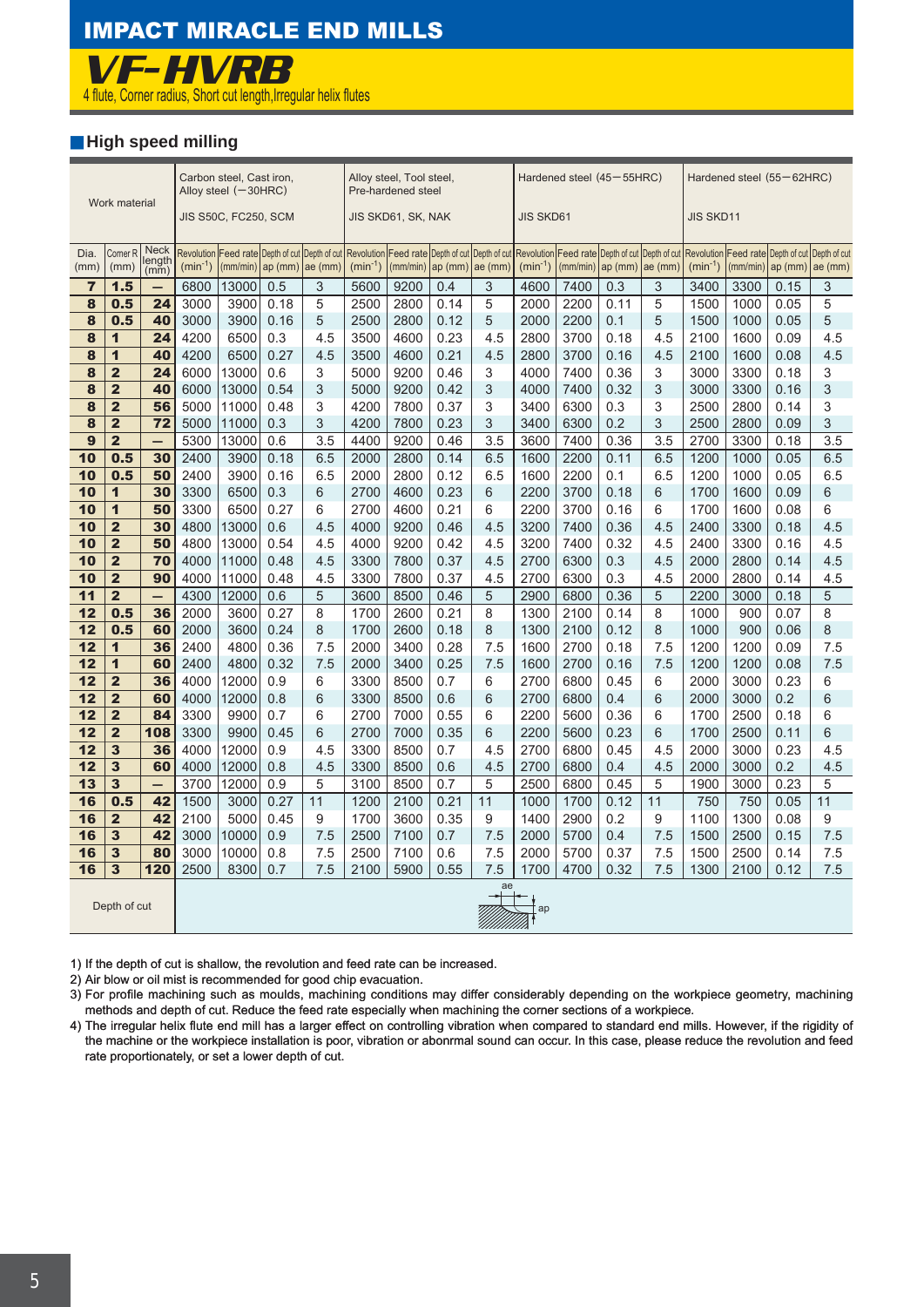# IMPACT MIRACLE END MILLS

## VF-HVRB

4 flute, Corner radius, Short cut length, Irregular helix flutes

### High speed milling

| Work material | | | Carbon steel, Cast iron, Alloy steel (−30HRC) JIS S50C, FC250, SCM | | | | Alloy steel, Tool steel, Pre-hardened steel JIS SKD61, SK, NAK | | | | Hardened steel (45−55HRC) JIS SKD61 | | | | Hardened steel (55−62HRC) JIS SKD11 | | | |
|---|---|---|---|---|---|---|---|---|---|---|---|---|---|---|---|---|---|---|
| Dia. (mm) | Corner R (mm) | Neck length (mm) | Revolution ($min^{-1}$) | Feed rate (mm/min) | Depth of cut ap (mm) | Depth of cut ae (mm) | Revolution ($min^{-1}$) | Feed rate (mm/min) | Depth of cut ap (mm) | Depth of cut ae (mm) | Revolution ($min^{-1}$) | Feed rate (mm/min) | Depth of cut ap (mm) | Depth of cut ae (mm) | Revolution ($min^{-1}$) | Feed rate (mm/min) | Depth of cut ap (mm) | Depth of cut ae (mm) |
| 7 | 1.5 | — | 6800 | 13000 | 0.5 | 3 | 5600 | 9200 | 0.4 | 3 | 4600 | 7400 | 0.3 | 3 | 3400 | 3300 | 0.15 | 3 |
| 8 | 0.5 | 24 | 3000 | 3900 | 0.18 | 5 | 2500 | 2800 | 0.14 | 5 | 2000 | 2200 | 0.11 | 5 | 1500 | 1000 | 0.05 | 5 |
| 8 | 0.5 | 40 | 3000 | 3900 | 0.16 | 5 | 2500 | 2800 | 0.12 | 5 | 2000 | 2200 | 0.1 | 5 | 1500 | 1000 | 0.05 | 5 |
| 8 | 1 | 24 | 4200 | 6500 | 0.3 | 4.5 | 3500 | 4600 | 0.23 | 4.5 | 2800 | 3700 | 0.18 | 4.5 | 2100 | 1600 | 0.09 | 4.5 |
| 8 | 1 | 40 | 4200 | 6500 | 0.27 | 4.5 | 3500 | 4600 | 0.21 | 4.5 | 2800 | 3700 | 0.16 | 4.5 | 2100 | 1600 | 0.08 | 4.5 |
| 8 | 2 | 24 | 6000 | 13000 | 0.6 | 3 | 5000 | 9200 | 0.46 | 3 | 4000 | 7400 | 0.36 | 3 | 3000 | 3300 | 0.18 | 3 |
| 8 | 2 | 40 | 6000 | 13000 | 0.54 | 3 | 5000 | 9200 | 0.42 | 3 | 4000 | 7400 | 0.32 | 3 | 3000 | 3300 | 0.16 | 3 |
| 8 | 2 | 56 | 5000 | 11000 | 0.48 | 3 | 4200 | 7800 | 0.37 | 3 | 3400 | 6300 | 0.3 | 3 | 2500 | 2800 | 0.14 | 3 |
| 8 | 2 | 72 | 5000 | 11000 | 0.3 | 3 | 4200 | 7800 | 0.23 | 3 | 3400 | 6300 | 0.2 | 3 | 2500 | 2800 | 0.09 | 3 |
| 9 | 2 | — | 5300 | 13000 | 0.6 | 3.5 | 4400 | 9200 | 0.46 | 3.5 | 3600 | 7400 | 0.36 | 3.5 | 2700 | 3300 | 0.18 | 3.5 |
| 10 | 0.5 | 30 | 2400 | 3900 | 0.18 | 6.5 | 2000 | 2800 | 0.14 | 6.5 | 1600 | 2200 | 0.11 | 6.5 | 1200 | 1000 | 0.05 | 6.5 |
| 10 | 0.5 | 50 | 2400 | 3900 | 0.16 | 6.5 | 2000 | 2800 | 0.12 | 6.5 | 1600 | 2200 | 0.1 | 6.5 | 1200 | 1000 | 0.05 | 6.5 |
| 10 | 1 | 30 | 3300 | 6500 | 0.3 | 6 | 2700 | 4600 | 0.23 | 6 | 2200 | 3700 | 0.18 | 6 | 1700 | 1600 | 0.09 | 6 |
| 10 | 1 | 50 | 3300 | 6500 | 0.27 | 6 | 2700 | 4600 | 0.21 | 6 | 2200 | 3700 | 0.16 | 6 | 1700 | 1600 | 0.08 | 6 |
| 10 | 2 | 30 | 4800 | 13000 | 0.6 | 4.5 | 4000 | 9200 | 0.46 | 4.5 | 3200 | 7400 | 0.36 | 4.5 | 2400 | 3300 | 0.18 | 4.5 |
| 10 | 2 | 50 | 4800 | 13000 | 0.54 | 4.5 | 4000 | 9200 | 0.42 | 4.5 | 3200 | 7400 | 0.32 | 4.5 | 2400 | 3300 | 0.16 | 4.5 |
| 10 | 2 | 70 | 4000 | 11000 | 0.48 | 4.5 | 3300 | 7800 | 0.37 | 4.5 | 2700 | 6300 | 0.3 | 4.5 | 2000 | 2800 | 0.14 | 4.5 |
| 10 | 2 | 90 | 4000 | 11000 | 0.48 | 4.5 | 3300 | 7800 | 0.37 | 4.5 | 2700 | 6300 | 0.3 | 4.5 | 2000 | 2800 | 0.14 | 4.5 |
| 11 | 2 | — | 4300 | 12000 | 0.6 | 5 | 3600 | 8500 | 0.46 | 5 | 2900 | 6800 | 0.36 | 5 | 2200 | 3000 | 0.18 | 5 |
| 12 | 0.5 | 36 | 2000 | 3600 | 0.27 | 8 | 1700 | 2600 | 0.21 | 8 | 1300 | 2100 | 0.14 | 8 | 1000 | 900 | 0.07 | 8 |
| 12 | 0.5 | 60 | 2000 | 3600 | 0.24 | 8 | 1700 | 2600 | 0.18 | 8 | 1300 | 2100 | 0.12 | 8 | 1000 | 900 | 0.06 | 8 |
| 12 | 1 | 36 | 2400 | 4800 | 0.36 | 7.5 | 2000 | 3400 | 0.28 | 7.5 | 1600 | 2700 | 0.18 | 7.5 | 1200 | 1200 | 0.09 | 7.5 |
| 12 | 1 | 60 | 2400 | 4800 | 0.32 | 7.5 | 2000 | 3400 | 0.25 | 7.5 | 1600 | 2700 | 0.16 | 7.5 | 1200 | 1200 | 0.08 | 7.5 |
| 12 | 2 | 36 | 4000 | 12000 | 0.9 | 6 | 3300 | 8500 | 0.7 | 6 | 2700 | 6800 | 0.45 | 6 | 2000 | 3000 | 0.23 | 6 |
| 12 | 2 | 60 | 4000 | 12000 | 0.8 | 6 | 3300 | 8500 | 0.6 | 6 | 2700 | 6800 | 0.4 | 6 | 2000 | 3000 | 0.2 | 6 |
| 12 | 2 | 84 | 3300 | 9900 | 0.7 | 6 | 2700 | 7000 | 0.55 | 6 | 2200 | 5600 | 0.36 | 6 | 1700 | 2500 | 0.18 | 6 |
| 12 | 2 | 108 | 3300 | 9900 | 0.45 | 6 | 2700 | 7000 | 0.35 | 6 | 2200 | 5600 | 0.23 | 6 | 1700 | 2500 | 0.11 | 6 |
| 12 | 3 | 36 | 4000 | 12000 | 0.9 | 4.5 | 3300 | 8500 | 0.7 | 4.5 | 2700 | 6800 | 0.45 | 4.5 | 2000 | 3000 | 0.23 | 4.5 |
| 12 | 3 | 60 | 4000 | 12000 | 0.8 | 4.5 | 3300 | 8500 | 0.6 | 4.5 | 2700 | 6800 | 0.4 | 4.5 | 2000 | 3000 | 0.2 | 4.5 |
| 13 | 3 | — | 3700 | 12000 | 0.9 | 5 | 3100 | 8500 | 0.7 | 5 | 2500 | 6800 | 0.45 | 5 | 1900 | 3000 | 0.23 | 5 |
| 16 | 0.5 | 42 | 1500 | 3000 | 0.27 | 11 | 1200 | 2100 | 0.21 | 11 | 1000 | 1700 | 0.12 | 11 | 750 | 750 | 0.05 | 11 |
| 16 | 2 | 42 | 2100 | 5000 | 0.45 | 9 | 1700 | 3600 | 0.35 | 9 | 1400 | 2900 | 0.2 | 9 | 1100 | 1300 | 0.08 | 9 |
| 16 | 3 | 42 | 3000 | 10000 | 0.9 | 7.5 | 2500 | 7100 | 0.7 | 7.5 | 2000 | 5700 | 0.4 | 7.5 | 1500 | 2500 | 0.15 | 7.5 |
| 16 | 3 | 80 | 3000 | 10000 | 0.8 | 7.5 | 2500 | 7100 | 0.6 | 7.5 | 2000 | 5700 | 0.37 | 7.5 | 1500 | 2500 | 0.14 | 7.5 |
| 16 | 3 | 120 | 2500 | 8300 | 0.7 | 7.5 | 2100 | 5900 | 0.55 | 7.5 | 1700 | 4700 | 0.32 | 7.5 | 1300 | 2100 | 0.12 | 7.5 |

Depth of cut: ae, ap

1) If the depth of cut is shallow, the revolution and feed rate can be increased.
2) Air blow or oil mist is recommended for good chip evacuation.
3) For profile machining such as moulds, machining conditions may differ considerably depending on the workpiece geometry, machining methods and depth of cut. Reduce the feed rate especially when machining the corner sections of a workpiece.
4) The irregular helix flute end mill has a larger effect on controlling vibration when compared to standard end mills. However, if the rigidity of the machine or the workpiece installation is poor, vibration or abnormal sound can occur. In this case, please reduce the revolution and feed rate proportionately, or set a lower depth of cut.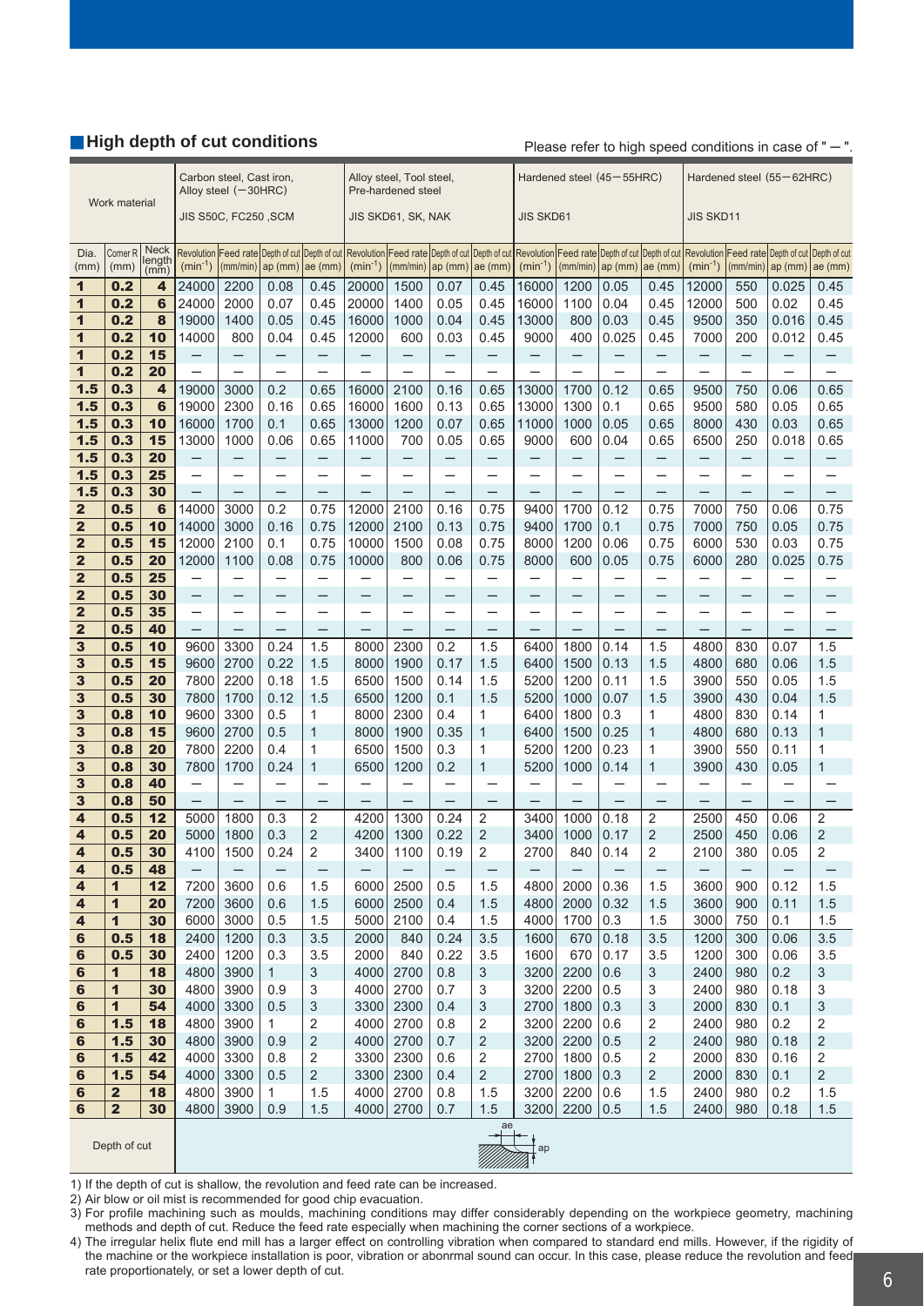## High depth of cut conditions

Please refer to high speed conditions in case of "－".

| Work material | | | Carbon steel, Cast iron, Alloy steel (－30HRC) JIS S50C, FC250 ,SCM | | | | Alloy steel, Tool steel, Pre-hardened steel JIS SKD61, SK, NAK | | | | Hardened steel (45－55HRC) JIS SKD61 | | | | Hardened steel (55－62HRC) JIS SKD11 | | | |
|---|---|---|---|---|---|---|---|---|---|---|---|---|---|---|---|---|---|---|
| Dia. (mm) | Corner R (mm) | Neck length (mm) | Revolution ($min^{-1}$) | Feed rate (mm/min) | Depth of cut ap (mm) | Depth of cut ae (mm) | Revolution ($min^{-1}$) | Feed rate (mm/min) | Depth of cut ap (mm) | Depth of cut ae (mm) | Revolution ($min^{-1}$) | Feed rate (mm/min) | Depth of cut ap (mm) | Depth of cut ae (mm) | Revolution ($min^{-1}$) | Feed rate (mm/min) | Depth of cut ap (mm) | Depth of cut ae (mm) |
| 1 | 0.2 | 4 | 24000 | 2200 | 0.08 | 0.45 | 20000 | 1500 | 0.07 | 0.45 | 16000 | 1200 | 0.05 | 0.45 | 12000 | 550 | 0.025 | 0.45 |
| 1 | 0.2 | 6 | 24000 | 2000 | 0.07 | 0.45 | 20000 | 1400 | 0.05 | 0.45 | 16000 | 1100 | 0.04 | 0.45 | 12000 | 500 | 0.02 | 0.45 |
| 1 | 0.2 | 8 | 19000 | 1400 | 0.05 | 0.45 | 16000 | 1000 | 0.04 | 0.45 | 13000 | 800 | 0.03 | 0.45 | 9500 | 350 | 0.016 | 0.45 |
| 1 | 0.2 | 10 | 14000 | 800 | 0.04 | 0.45 | 12000 | 600 | 0.03 | 0.45 | 9000 | 400 | 0.025 | 0.45 | 7000 | 200 | 0.012 | 0.45 |
| 1 | 0.2 | 15 | － | － | － | － | － | － | － | － | － | － | － | － | － | － | － | － |
| 1 | 0.2 | 20 | － | － | － | － | － | － | － | － | － | － | － | － | － | － | － | － |
| 1.5 | 0.3 | 4 | 19000 | 3000 | 0.2 | 0.65 | 16000 | 2100 | 0.16 | 0.65 | 13000 | 1700 | 0.12 | 0.65 | 9500 | 750 | 0.06 | 0.65 |
| 1.5 | 0.3 | 6 | 19000 | 2300 | 0.16 | 0.65 | 16000 | 1600 | 0.13 | 0.65 | 13000 | 1300 | 0.1 | 0.65 | 9500 | 580 | 0.05 | 0.65 |
| 1.5 | 0.3 | 10 | 16000 | 1700 | 0.1 | 0.65 | 13000 | 1200 | 0.07 | 0.65 | 11000 | 1000 | 0.05 | 0.65 | 8000 | 430 | 0.03 | 0.65 |
| 1.5 | 0.3 | 15 | 13000 | 1000 | 0.06 | 0.65 | 11000 | 700 | 0.05 | 0.65 | 9000 | 600 | 0.04 | 0.65 | 6500 | 250 | 0.018 | 0.65 |
| 1.5 | 0.3 | 20 | － | － | － | － | － | － | － | － | － | － | － | － | － | － | － | － |
| 1.5 | 0.3 | 25 | － | － | － | － | － | － | － | － | － | － | － | － | － | － | － | － |
| 1.5 | 0.3 | 30 | － | － | － | － | － | － | － | － | － | － | － | － | － | － | － | － |
| 2 | 0.5 | 6 | 14000 | 3000 | 0.2 | 0.75 | 12000 | 2100 | 0.16 | 0.75 | 9400 | 1700 | 0.12 | 0.75 | 7000 | 750 | 0.06 | 0.75 |
| 2 | 0.5 | 10 | 14000 | 3000 | 0.16 | 0.75 | 12000 | 2100 | 0.13 | 0.75 | 9400 | 1700 | 0.1 | 0.75 | 7000 | 750 | 0.05 | 0.75 |
| 2 | 0.5 | 15 | 12000 | 2100 | 0.1 | 0.75 | 10000 | 1500 | 0.08 | 0.75 | 8000 | 1200 | 0.06 | 0.75 | 6000 | 530 | 0.03 | 0.75 |
| 2 | 0.5 | 20 | 12000 | 1100 | 0.08 | 0.75 | 10000 | 800 | 0.06 | 0.75 | 8000 | 600 | 0.05 | 0.75 | 6000 | 280 | 0.025 | 0.75 |
| 2 | 0.5 | 25 | － | － | － | － | － | － | － | － | － | － | － | － | － | － | － | － |
| 2 | 0.5 | 30 | － | － | － | － | － | － | － | － | － | － | － | － | － | － | － | － |
| 2 | 0.5 | 35 | － | － | － | － | － | － | － | － | － | － | － | － | － | － | － | － |
| 2 | 0.5 | 40 | － | － | － | － | － | － | － | － | － | － | － | － | － | － | － | － |
| 3 | 0.5 | 10 | 9600 | 3300 | 0.24 | 1.5 | 8000 | 2300 | 0.2 | 1.5 | 6400 | 1800 | 0.14 | 1.5 | 4800 | 830 | 0.07 | 1.5 |
| 3 | 0.5 | 15 | 9600 | 2700 | 0.22 | 1.5 | 8000 | 1900 | 0.17 | 1.5 | 6400 | 1500 | 0.13 | 1.5 | 4800 | 680 | 0.06 | 1.5 |
| 3 | 0.5 | 20 | 7800 | 2200 | 0.18 | 1.5 | 6500 | 1500 | 0.14 | 1.5 | 5200 | 1200 | 0.11 | 1.5 | 3900 | 550 | 0.05 | 1.5 |
| 3 | 0.5 | 30 | 7800 | 1700 | 0.12 | 1.5 | 6500 | 1200 | 0.1 | 1.5 | 5200 | 1000 | 0.07 | 1.5 | 3900 | 430 | 0.04 | 1.5 |
| 3 | 0.8 | 10 | 9600 | 3300 | 0.5 | 1 | 8000 | 2300 | 0.4 | 1 | 6400 | 1800 | 0.3 | 1 | 4800 | 830 | 0.14 | 1 |
| 3 | 0.8 | 15 | 9600 | 2700 | 0.5 | 1 | 8000 | 1900 | 0.35 | 1 | 6400 | 1500 | 0.25 | 1 | 4800 | 680 | 0.13 | 1 |
| 3 | 0.8 | 20 | 7800 | 2200 | 0.4 | 1 | 6500 | 1500 | 0.3 | 1 | 5200 | 1200 | 0.23 | 1 | 3900 | 550 | 0.11 | 1 |
| 3 | 0.8 | 30 | 7800 | 1700 | 0.24 | 1 | 6500 | 1200 | 0.2 | 1 | 5200 | 1000 | 0.14 | 1 | 3900 | 430 | 0.05 | 1 |
| 3 | 0.8 | 40 | － | － | － | － | － | － | － | － | － | － | － | － | － | － | － | － |
| 3 | 0.8 | 50 | － | － | － | － | － | － | － | － | － | － | － | － | － | － | － | － |
| 4 | 0.5 | 12 | 5000 | 1800 | 0.3 | 2 | 4200 | 1300 | 0.24 | 2 | 3400 | 1000 | 0.18 | 2 | 2500 | 450 | 0.06 | 2 |
| 4 | 0.5 | 20 | 5000 | 1800 | 0.3 | 2 | 4200 | 1300 | 0.22 | 2 | 3400 | 1000 | 0.17 | 2 | 2500 | 450 | 0.06 | 2 |
| 4 | 0.5 | 30 | 4100 | 1500 | 0.24 | 2 | 3400 | 1100 | 0.19 | 2 | 2700 | 840 | 0.14 | 2 | 2100 | 380 | 0.05 | 2 |
| 4 | 0.5 | 48 | － | － | － | － | － | － | － | － | － | － | － | － | － | － | － | － |
| 4 | 1 | 12 | 7200 | 3600 | 0.6 | 1.5 | 6000 | 2500 | 0.5 | 1.5 | 4800 | 2000 | 0.36 | 1.5 | 3600 | 900 | 0.12 | 1.5 |
| 4 | 1 | 20 | 7200 | 3600 | 0.6 | 1.5 | 6000 | 2500 | 0.4 | 1.5 | 4800 | 2000 | 0.32 | 1.5 | 3600 | 900 | 0.11 | 1.5 |
| 4 | 1 | 30 | 6000 | 3000 | 0.5 | 1.5 | 5000 | 2100 | 0.4 | 1.5 | 4000 | 1700 | 0.3 | 1.5 | 3000 | 750 | 0.1 | 1.5 |
| 6 | 0.5 | 18 | 2400 | 1200 | 0.3 | 3.5 | 2000 | 840 | 0.24 | 3.5 | 1600 | 670 | 0.18 | 3.5 | 1200 | 300 | 0.06 | 3.5 |
| 6 | 0.5 | 30 | 2400 | 1200 | 0.3 | 3.5 | 2000 | 840 | 0.22 | 3.5 | 1600 | 670 | 0.17 | 3.5 | 1200 | 300 | 0.06 | 3.5 |
| 6 | 1 | 18 | 4800 | 3900 | 1 | 3 | 4000 | 2700 | 0.8 | 3 | 3200 | 2200 | 0.6 | 3 | 2400 | 980 | 0.2 | 3 |
| 6 | 1 | 30 | 4800 | 3900 | 0.9 | 3 | 4000 | 2700 | 0.7 | 3 | 3200 | 2200 | 0.5 | 3 | 2400 | 980 | 0.18 | 3 |
| 6 | 1 | 54 | 4000 | 3300 | 0.5 | 3 | 3300 | 2300 | 0.4 | 3 | 2700 | 1800 | 0.3 | 3 | 2000 | 830 | 0.1 | 3 |
| 6 | 1.5 | 18 | 4800 | 3900 | 1 | 2 | 4000 | 2700 | 0.8 | 2 | 3200 | 2200 | 0.6 | 2 | 2400 | 980 | 0.2 | 2 |
| 6 | 1.5 | 30 | 4800 | 3900 | 0.9 | 2 | 4000 | 2700 | 0.7 | 2 | 3200 | 2200 | 0.5 | 2 | 2400 | 980 | 0.18 | 2 |
| 6 | 1.5 | 42 | 4000 | 3300 | 0.8 | 2 | 3300 | 2300 | 0.6 | 2 | 2700 | 1800 | 0.5 | 2 | 2000 | 830 | 0.16 | 2 |
| 6 | 1.5 | 54 | 4000 | 3300 | 0.5 | 2 | 3300 | 2300 | 0.4 | 2 | 2700 | 1800 | 0.3 | 2 | 2000 | 830 | 0.1 | 2 |
| 6 | 2 | 18 | 4800 | 3900 | 1 | 1.5 | 4000 | 2700 | 0.8 | 1.5 | 3200 | 2200 | 0.6 | 1.5 | 2400 | 980 | 0.2 | 1.5 |
| 6 | 2 | 30 | 4800 | 3900 | 0.9 | 1.5 | 4000 | 2700 | 0.7 | 1.5 | 3200 | 2200 | 0.5 | 1.5 | 2400 | 980 | 0.18 | 1.5 |

Depth of cut: ae, ap

1) If the depth of cut is shallow, the revolution and feed rate can be increased.
2) Air blow or oil mist is recommended for good chip evacuation.
3) For profile machining such as moulds, machining conditions may differ considerably depending on the workpiece geometry, machining methods and depth of cut. Reduce the feed rate especially when machining the corner sections of a workpiece.
4) The irregular helix flute end mill has a larger effect on controlling vibration when compared to standard end mills. However, if the rigidity of the machine or the workpiece installation is poor, vibration or abonrmal sound can occur. In this case, please reduce the revolution and feed rate proportionately, or set a lower depth of cut.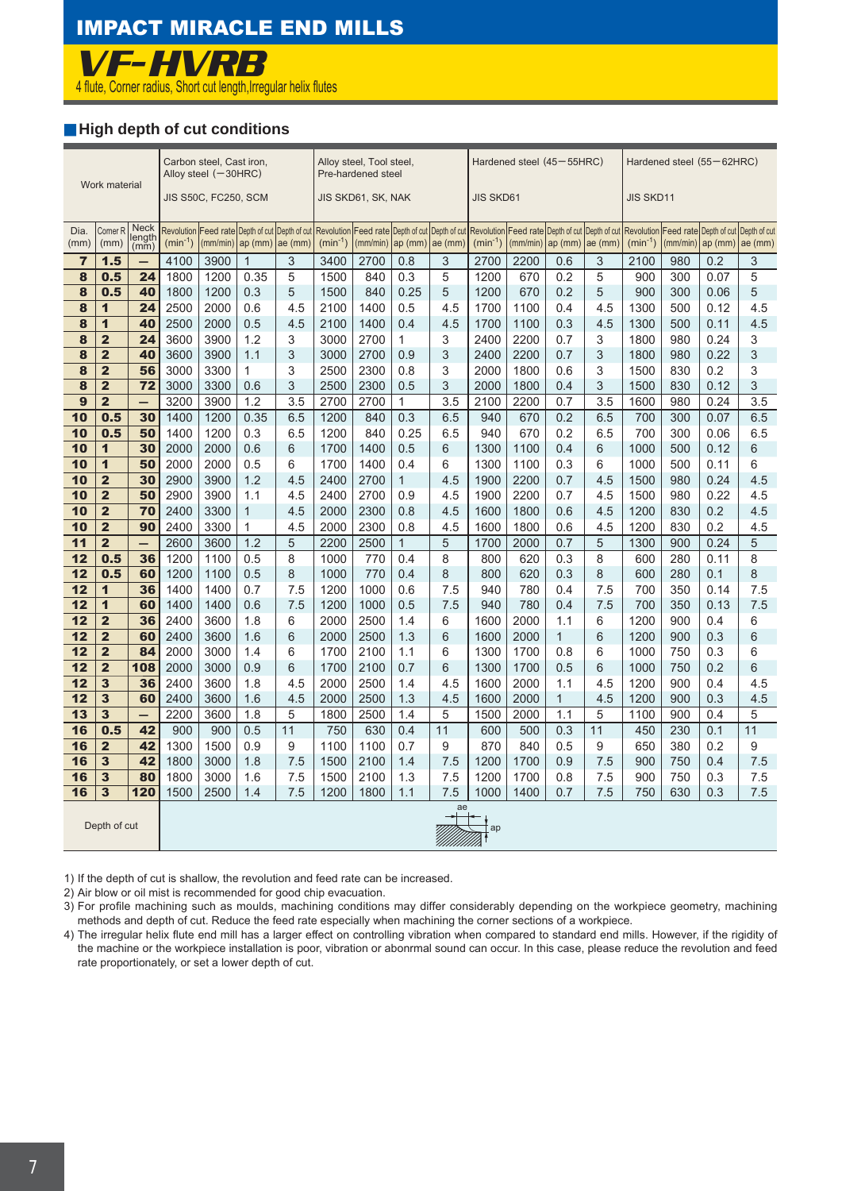# IMPACT MIRACLE END MILLS

## VF-HVRB

4 flute, Corner radius, Short cut length, Irregular helix flutes

### High depth of cut conditions

| Work material | | | Carbon steel, Cast iron, Alloy steel (−30HRC) JIS S50C, FC250, SCM | | | | Alloy steel, Tool steel, Pre-hardened steel JIS SKD61, SK, NAK | | | | Hardened steel (45−55HRC) JIS SKD61 | | | | Hardened steel (55−62HRC) JIS SKD11 | | | |
|---|---|---|---|---|---|---|---|---|---|---|---|---|---|---|---|---|---|---|
| Dia. (mm) | Corner R (mm) | Neck length (mm) | Revolution ($min^{-1}$) | Feed rate (mm/min) | Depth of cut ap (mm) | Depth of cut ae (mm) | Revolution ($min^{-1}$) | Feed rate (mm/min) | Depth of cut ap (mm) | Depth of cut ae (mm) | Revolution ($min^{-1}$) | Feed rate (mm/min) | Depth of cut ap (mm) | Depth of cut ae (mm) | Revolution ($min^{-1}$) | Feed rate (mm/min) | Depth of cut ap (mm) | Depth of cut ae (mm) |
| 7 | 1.5 | — | 4100 | 3900 | 1 | 3 | 3400 | 2700 | 0.8 | 3 | 2700 | 2200 | 0.6 | 3 | 2100 | 980 | 0.2 | 3 |
| 8 | 0.5 | 24 | 1800 | 1200 | 0.35 | 5 | 1500 | 840 | 0.3 | 5 | 1200 | 670 | 0.2 | 5 | 900 | 300 | 0.07 | 5 |
| 8 | 0.5 | 40 | 1800 | 1200 | 0.3 | 5 | 1500 | 840 | 0.25 | 5 | 1200 | 670 | 0.2 | 5 | 900 | 300 | 0.06 | 5 |
| 8 | 1 | 24 | 2500 | 2000 | 0.6 | 4.5 | 2100 | 1400 | 0.5 | 4.5 | 1700 | 1100 | 0.4 | 4.5 | 1300 | 500 | 0.12 | 4.5 |
| 8 | 1 | 40 | 2500 | 2000 | 0.5 | 4.5 | 2100 | 1400 | 0.4 | 4.5 | 1700 | 1100 | 0.3 | 4.5 | 1300 | 500 | 0.11 | 4.5 |
| 8 | 2 | 24 | 3600 | 3900 | 1.2 | 3 | 3000 | 2700 | 1 | 3 | 2400 | 2200 | 0.7 | 3 | 1800 | 980 | 0.24 | 3 |
| 8 | 2 | 40 | 3600 | 3900 | 1.1 | 3 | 3000 | 2700 | 0.9 | 3 | 2400 | 2200 | 0.7 | 3 | 1800 | 980 | 0.22 | 3 |
| 8 | 2 | 56 | 3000 | 3300 | 1 | 3 | 2500 | 2300 | 0.8 | 3 | 2000 | 1800 | 0.6 | 3 | 1500 | 830 | 0.2 | 3 |
| 8 | 2 | 72 | 3000 | 3300 | 0.6 | 3 | 2500 | 2300 | 0.5 | 3 | 2000 | 1800 | 0.4 | 3 | 1500 | 830 | 0.12 | 3 |
| 9 | 2 | — | 3200 | 3900 | 1.2 | 3.5 | 2700 | 2700 | 1 | 3.5 | 2100 | 2200 | 0.7 | 3.5 | 1600 | 980 | 0.24 | 3.5 |
| 10 | 0.5 | 30 | 1400 | 1200 | 0.35 | 6.5 | 1200 | 840 | 0.3 | 6.5 | 940 | 670 | 0.2 | 6.5 | 700 | 300 | 0.07 | 6.5 |
| 10 | 0.5 | 50 | 1400 | 1200 | 0.3 | 6.5 | 1200 | 840 | 0.25 | 6.5 | 940 | 670 | 0.2 | 6.5 | 700 | 300 | 0.06 | 6.5 |
| 10 | 1 | 30 | 2000 | 2000 | 0.6 | 6 | 1700 | 1400 | 0.5 | 6 | 1300 | 1100 | 0.4 | 6 | 1000 | 500 | 0.12 | 6 |
| 10 | 1 | 50 | 2000 | 2000 | 0.5 | 6 | 1700 | 1400 | 0.4 | 6 | 1300 | 1100 | 0.3 | 6 | 1000 | 500 | 0.11 | 6 |
| 10 | 2 | 30 | 2900 | 3900 | 1.2 | 4.5 | 2400 | 2700 | 1 | 4.5 | 1900 | 2200 | 0.7 | 4.5 | 1500 | 980 | 0.24 | 4.5 |
| 10 | 2 | 50 | 2900 | 3900 | 1.1 | 4.5 | 2400 | 2700 | 0.9 | 4.5 | 1900 | 2200 | 0.7 | 4.5 | 1500 | 980 | 0.22 | 4.5 |
| 10 | 2 | 70 | 2400 | 3300 | 1 | 4.5 | 2000 | 2300 | 0.8 | 4.5 | 1600 | 1800 | 0.6 | 4.5 | 1200 | 830 | 0.2 | 4.5 |
| 10 | 2 | 90 | 2400 | 3300 | 1 | 4.5 | 2000 | 2300 | 0.8 | 4.5 | 1600 | 1800 | 0.6 | 4.5 | 1200 | 830 | 0.2 | 4.5 |
| 11 | 2 | — | 2600 | 3600 | 1.2 | 5 | 2200 | 2500 | 1 | 5 | 1700 | 2000 | 0.7 | 5 | 1300 | 900 | 0.24 | 5 |
| 12 | 0.5 | 36 | 1200 | 1100 | 0.5 | 8 | 1000 | 770 | 0.4 | 8 | 800 | 620 | 0.3 | 8 | 600 | 280 | 0.11 | 8 |
| 12 | 0.5 | 60 | 1200 | 1100 | 0.5 | 8 | 1000 | 770 | 0.4 | 8 | 800 | 620 | 0.3 | 8 | 600 | 280 | 0.1 | 8 |
| 12 | 1 | 36 | 1400 | 1400 | 0.7 | 7.5 | 1200 | 1000 | 0.6 | 7.5 | 940 | 780 | 0.4 | 7.5 | 700 | 350 | 0.14 | 7.5 |
| 12 | 1 | 60 | 1400 | 1400 | 0.6 | 7.5 | 1200 | 1000 | 0.5 | 7.5 | 940 | 780 | 0.4 | 7.5 | 700 | 350 | 0.13 | 7.5 |
| 12 | 2 | 36 | 2400 | 3600 | 1.8 | 6 | 2000 | 2500 | 1.4 | 6 | 1600 | 2000 | 1.1 | 6 | 1200 | 900 | 0.4 | 6 |
| 12 | 2 | 60 | 2400 | 3600 | 1.6 | 6 | 2000 | 2500 | 1.3 | 6 | 1600 | 2000 | 1 | 6 | 1200 | 900 | 0.3 | 6 |
| 12 | 2 | 84 | 2000 | 3000 | 1.4 | 6 | 1700 | 2100 | 1.1 | 6 | 1300 | 1700 | 0.8 | 6 | 1000 | 750 | 0.3 | 6 |
| 12 | 2 | 108 | 2000 | 3000 | 0.9 | 6 | 1700 | 2100 | 0.7 | 6 | 1300 | 1700 | 0.5 | 6 | 1000 | 750 | 0.2 | 6 |
| 12 | 3 | 36 | 2400 | 3600 | 1.8 | 4.5 | 2000 | 2500 | 1.4 | 4.5 | 1600 | 2000 | 1.1 | 4.5 | 1200 | 900 | 0.4 | 4.5 |
| 12 | 3 | 60 | 2400 | 3600 | 1.6 | 4.5 | 2000 | 2500 | 1.3 | 4.5 | 1600 | 2000 | 1 | 4.5 | 1200 | 900 | 0.3 | 4.5 |
| 13 | 3 | — | 2200 | 3600 | 1.8 | 5 | 1800 | 2500 | 1.4 | 5 | 1500 | 2000 | 1.1 | 5 | 1100 | 900 | 0.4 | 5 |
| 16 | 0.5 | 42 | 900 | 900 | 0.5 | 11 | 750 | 630 | 0.4 | 11 | 600 | 500 | 0.3 | 11 | 450 | 230 | 0.1 | 11 |
| 16 | 2 | 42 | 1300 | 1500 | 0.9 | 9 | 1100 | 1100 | 0.7 | 9 | 870 | 840 | 0.5 | 9 | 650 | 380 | 0.2 | 9 |
| 16 | 3 | 42 | 1800 | 3000 | 1.8 | 7.5 | 1500 | 2100 | 1.4 | 7.5 | 1200 | 1700 | 0.9 | 7.5 | 900 | 750 | 0.4 | 7.5 |
| 16 | 3 | 80 | 1800 | 3000 | 1.6 | 7.5 | 1500 | 2100 | 1.3 | 7.5 | 1200 | 1700 | 0.8 | 7.5 | 900 | 750 | 0.3 | 7.5 |
| 16 | 3 | 120 | 1500 | 2500 | 1.4 | 7.5 | 1200 | 1800 | 1.1 | 7.5 | 1000 | 1400 | 0.7 | 7.5 | 750 | 630 | 0.3 | 7.5 |
| Depth of cut | | | ae / ap | | | | | | | | | | | | | | | |

1) If the depth of cut is shallow, the revolution and feed rate can be increased.
2) Air blow or oil mist is recommended for good chip evacuation.
3) For profile machining such as moulds, machining conditions may differ considerably depending on the workpiece geometry, machining methods and depth of cut. Reduce the feed rate especially when machining the corner sections of a workpiece.
4) The irregular helix flute end mill has a larger effect on controlling vibration when compared to standard end mills. However, if the rigidity of the machine or the workpiece installation is poor, vibration or abnrormal sound can occur. In this case, please reduce the revolution and feed rate proportionately, or set a lower depth of cut.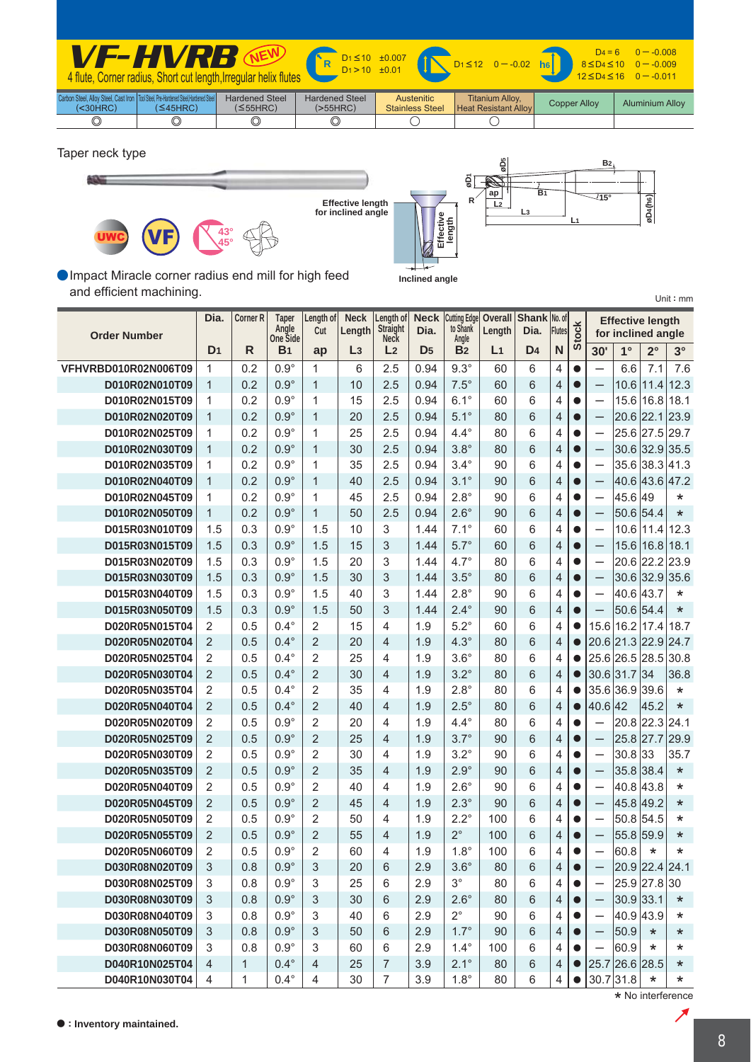# VF-HVRB NEW

4 flute, Corner radius, Short cut length, Irregular helix flutes

R: $D_1 \leq 10$ ±0.007, $D_1 > 10$ ±0.01

$D_1 \leq 12$ 0 − -0.02

h6: $D_4 = 6$ 0 − -0.008; $8 \leq D_4 \leq 10$ 0 − -0.009; $12 \leq D_4 \leq 16$ 0 − -0.011

| Carbon Steel, Alloy Steel, Cast Iron (<30HRC) | Tool Steel, Pre-Hardened Steel, Hardened Steel (≤45HRC) | Hardened Steel (≤55HRC) | Hardened Steel (>55HRC) | Austenitic Stainless Steel | Titanium Alloy, Heat Resistant Alloy | Copper Alloy | Aluminium Alloy |
|---|---|---|---|---|---|---|---|
| ◎ | ◎ | ◎ | ◎ | ○ | ○ | | |

Taper neck type

Effective length for inclined angle

Inclined angle

● Impact Miracle corner radius end mill for high feed and efficient machining.

Unit : mm

| Order Number | Dia. $D_1$ | Corner R $R$ | Taper Angle One Side $B_1$ | Length of Cut $ap$ | Neck Length $L_3$ | Length of Straight Neck $L_2$ | Neck Dia. $D_5$ | Cutting Edge to Shank Angle $B_2$ | Overall Length $L_1$ | Shank Dia. $D_4$ | No. of Flutes $N$ | Stock | Effective length for inclined angle 30' | 1° | 2° | 3° |
|---|---|---|---|---|---|---|---|---|---|---|---|---|---|---|---|---|
| VFHVRBD010R02N006T09 | 1 | 0.2 | 0.9° | 1 | 6 | 2.5 | 0.94 | 9.3° | 60 | 6 | 4 | ● | — | 6.6 | 7.1 | 7.6 |
| D010R02N010T09 | 1 | 0.2 | 0.9° | 1 | 10 | 2.5 | 0.94 | 7.5° | 60 | 6 | 4 | ● | — | 10.6 | 11.4 | 12.3 |
| D010R02N015T09 | 1 | 0.2 | 0.9° | 1 | 15 | 2.5 | 0.94 | 6.1° | 60 | 6 | 4 | ● | — | 15.6 | 16.8 | 18.1 |
| D010R02N020T09 | 1 | 0.2 | 0.9° | 1 | 20 | 2.5 | 0.94 | 5.1° | 80 | 6 | 4 | ● | — | 20.6 | 22.1 | 23.9 |
| D010R02N025T09 | 1 | 0.2 | 0.9° | 1 | 25 | 2.5 | 0.94 | 4.4° | 80 | 6 | 4 | ● | — | 25.6 | 27.5 | 29.7 |
| D010R02N030T09 | 1 | 0.2 | 0.9° | 1 | 30 | 2.5 | 0.94 | 3.8° | 80 | 6 | 4 | ● | — | 30.6 | 32.9 | 35.5 |
| D010R02N035T09 | 1 | 0.2 | 0.9° | 1 | 35 | 2.5 | 0.94 | 3.4° | 90 | 6 | 4 | ● | — | 35.6 | 38.3 | 41.3 |
| D010R02N040T09 | 1 | 0.2 | 0.9° | 1 | 40 | 2.5 | 0.94 | 3.1° | 90 | 6 | 4 | ● | — | 40.6 | 43.6 | 47.2 |
| D010R02N045T09 | 1 | 0.2 | 0.9° | 1 | 45 | 2.5 | 0.94 | 2.8° | 90 | 6 | 4 | ● | — | 45.6 | 49 | * |
| D010R02N050T09 | 1 | 0.2 | 0.9° | 1 | 50 | 2.5 | 0.94 | 2.6° | 90 | 6 | 4 | ● | — | 50.6 | 54.4 | * |
| D015R03N010T09 | 1.5 | 0.3 | 0.9° | 1.5 | 10 | 3 | 1.44 | 7.1° | 60 | 6 | 4 | ● | — | 10.6 | 11.4 | 12.3 |
| D015R03N015T09 | 1.5 | 0.3 | 0.9° | 1.5 | 15 | 3 | 1.44 | 5.7° | 60 | 6 | 4 | ● | — | 15.6 | 16.8 | 18.1 |
| D015R03N020T09 | 1.5 | 0.3 | 0.9° | 1.5 | 20 | 3 | 1.44 | 4.7° | 80 | 6 | 4 | ● | — | 20.6 | 22.2 | 23.9 |
| D015R03N030T09 | 1.5 | 0.3 | 0.9° | 1.5 | 30 | 3 | 1.44 | 3.5° | 80 | 6 | 4 | ● | — | 30.6 | 32.9 | 35.6 |
| D015R03N040T09 | 1.5 | 0.3 | 0.9° | 1.5 | 40 | 3 | 1.44 | 2.8° | 90 | 6 | 4 | ● | — | 40.6 | 43.7 | * |
| D015R03N050T09 | 1.5 | 0.3 | 0.9° | 1.5 | 50 | 3 | 1.44 | 2.4° | 90 | 6 | 4 | ● | — | 50.6 | 54.4 | * |
| D020R05N015T04 | 2 | 0.5 | 0.4° | 2 | 15 | 4 | 1.9 | 5.2° | 60 | 6 | 4 | ● | 15.6 | 16.2 | 17.4 | 18.7 |
| D020R05N020T04 | 2 | 0.5 | 0.4° | 2 | 20 | 4 | 1.9 | 4.3° | 80 | 6 | 4 | ● | 20.6 | 21.3 | 22.9 | 24.7 |
| D020R05N025T04 | 2 | 0.5 | 0.4° | 2 | 25 | 4 | 1.9 | 3.6° | 80 | 6 | 4 | ● | 25.6 | 26.5 | 28.5 | 30.8 |
| D020R05N030T04 | 2 | 0.5 | 0.4° | 2 | 30 | 4 | 1.9 | 3.2° | 80 | 6 | 4 | ● | 30.6 | 31.7 | 34 | 36.8 |
| D020R05N035T04 | 2 | 0.5 | 0.4° | 2 | 35 | 4 | 1.9 | 2.8° | 80 | 6 | 4 | ● | 35.6 | 36.9 | 39.6 | * |
| D020R05N040T04 | 2 | 0.5 | 0.4° | 2 | 40 | 4 | 1.9 | 2.5° | 80 | 6 | 4 | ● | 40.6 | 42 | 45.2 | * |
| D020R05N020T09 | 2 | 0.5 | 0.9° | 2 | 20 | 4 | 1.9 | 4.4° | 80 | 6 | 4 | ● | — | 20.8 | 22.3 | 24.1 |
| D020R05N025T09 | 2 | 0.5 | 0.9° | 2 | 25 | 4 | 1.9 | 3.7° | 90 | 6 | 4 | ● | — | 25.8 | 27.7 | 29.9 |
| D020R05N030T09 | 2 | 0.5 | 0.9° | 2 | 30 | 4 | 1.9 | 3.2° | 90 | 6 | 4 | ● | — | 30.8 | 33 | 35.7 |
| D020R05N035T09 | 2 | 0.5 | 0.9° | 2 | 35 | 4 | 1.9 | 2.9° | 90 | 6 | 4 | ● | — | 35.8 | 38.4 | * |
| D020R05N040T09 | 2 | 0.5 | 0.9° | 2 | 40 | 4 | 1.9 | 2.6° | 90 | 6 | 4 | ● | — | 40.8 | 43.8 | * |
| D020R05N045T09 | 2 | 0.5 | 0.9° | 2 | 45 | 4 | 1.9 | 2.3° | 90 | 6 | 4 | ● | — | 45.8 | 49.2 | * |
| D020R05N050T09 | 2 | 0.5 | 0.9° | 2 | 50 | 4 | 1.9 | 2.2° | 100 | 6 | 4 | ● | — | 50.8 | 54.5 | * |
| D020R05N055T09 | 2 | 0.5 | 0.9° | 2 | 55 | 4 | 1.9 | 2° | 100 | 6 | 4 | ● | — | 55.8 | 59.9 | * |
| D020R05N060T09 | 2 | 0.5 | 0.9° | 2 | 60 | 4 | 1.9 | 1.8° | 100 | 6 | 4 | ● | — | 60.8 | * | * |
| D030R08N020T09 | 3 | 0.8 | 0.9° | 3 | 20 | 6 | 2.9 | 3.6° | 80 | 6 | 4 | ● | — | 20.9 | 22.4 | 24.1 |
| D030R08N025T09 | 3 | 0.8 | 0.9° | 3 | 25 | 6 | 2.9 | 3° | 80 | 6 | 4 | ● | — | 25.9 | 27.8 | 30 |
| D030R08N030T09 | 3 | 0.8 | 0.9° | 3 | 30 | 6 | 2.9 | 2.6° | 80 | 6 | 4 | ● | — | 30.9 | 33.1 | * |
| D030R08N040T09 | 3 | 0.8 | 0.9° | 3 | 40 | 6 | 2.9 | 2° | 90 | 6 | 4 | ● | — | 40.9 | 43.9 | * |
| D030R08N050T09 | 3 | 0.8 | 0.9° | 3 | 50 | 6 | 2.9 | 1.7° | 90 | 6 | 4 | ● | — | 50.9 | * | * |
| D030R08N060T09 | 3 | 0.8 | 0.9° | 3 | 60 | 6 | 2.9 | 1.4° | 100 | 6 | 4 | ● | — | 60.9 | * | * |
| D040R10N025T04 | 4 | 1 | 0.4° | 4 | 25 | 7 | 3.9 | 2.1° | 80 | 6 | 4 | ● | 25.7 | 26.6 | 28.5 | * |
| D040R10N030T04 | 4 | 1 | 0.4° | 4 | 30 | 7 | 3.9 | 1.8° | 80 | 6 | 4 | ● | 30.7 | 31.8 | * | * |

* No interference

● : Inventory maintained.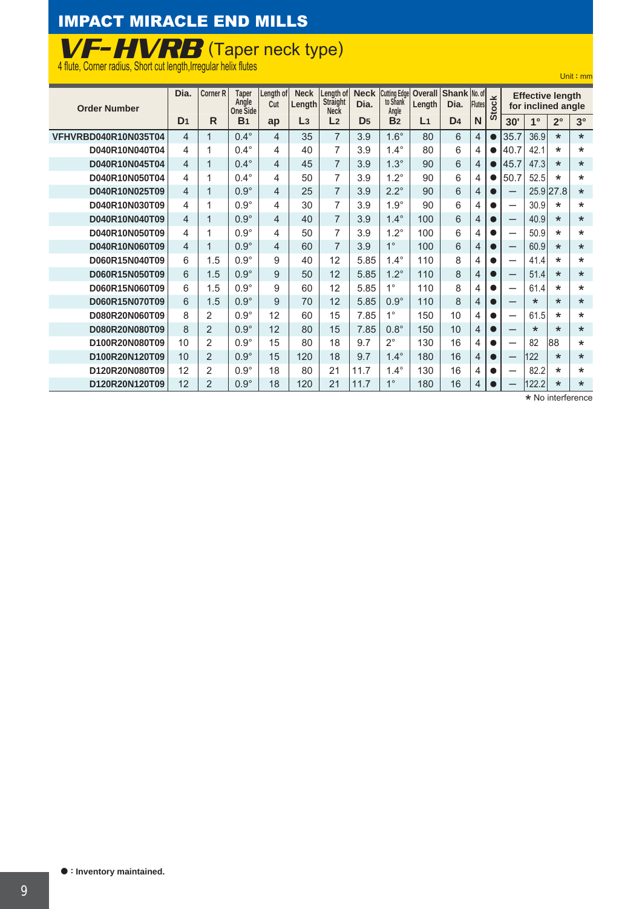# IMPACT MIRACLE END MILLS

## VF-HVRB (Taper neck type)

4 flute, Corner radius, Short cut length, Irregular helix flutes

Unit：mm

| Order Number | Dia. | Corner R | Taper Angle One Side | Length of Cut | Neck Length | Length of Straight Neck | Neck Dia. | Cutting Edge to Shank Angle | Overall Length | Shank Dia. | No. of Flutes | Stock | Effective length for inclined angle | | | |
|---|---|---|---|---|---|---|---|---|---|---|---|---|---|---|---|---|
| | D1 | R | B1 | ap | L3 | L2 | D5 | B2 | L1 | D4 | N | | 30' | 1° | 2° | 3° |
| VFHVRBD040R10N035T04 | 4 | 1 | 0.4° | 4 | 35 | 7 | 3.9 | 1.6° | 80 | 6 | 4 | ● | 35.7 | 36.9 | * | * |
| D040R10N040T04 | 4 | 1 | 0.4° | 4 | 40 | 7 | 3.9 | 1.4° | 80 | 6 | 4 | ● | 40.7 | 42.1 | * | * |
| D040R10N045T04 | 4 | 1 | 0.4° | 4 | 45 | 7 | 3.9 | 1.3° | 90 | 6 | 4 | ● | 45.7 | 47.3 | * | * |
| D040R10N050T04 | 4 | 1 | 0.4° | 4 | 50 | 7 | 3.9 | 1.2° | 90 | 6 | 4 | ● | 50.7 | 52.5 | * | * |
| D040R10N025T09 | 4 | 1 | 0.9° | 4 | 25 | 7 | 3.9 | 2.2° | 90 | 6 | 4 | ● | — | 25.9 | 27.8 | * |
| D040R10N030T09 | 4 | 1 | 0.9° | 4 | 30 | 7 | 3.9 | 1.9° | 90 | 6 | 4 | ● | — | 30.9 | * | * |
| D040R10N040T09 | 4 | 1 | 0.9° | 4 | 40 | 7 | 3.9 | 1.4° | 100 | 6 | 4 | ● | — | 40.9 | * | * |
| D040R10N050T09 | 4 | 1 | 0.9° | 4 | 50 | 7 | 3.9 | 1.2° | 100 | 6 | 4 | ● | — | 50.9 | * | * |
| D040R10N060T09 | 4 | 1 | 0.9° | 4 | 60 | 7 | 3.9 | 1° | 100 | 6 | 4 | ● | — | 60.9 | * | * |
| D060R15N040T09 | 6 | 1.5 | 0.9° | 9 | 40 | 12 | 5.85 | 1.4° | 110 | 8 | 4 | ● | — | 41.4 | * | * |
| D060R15N050T09 | 6 | 1.5 | 0.9° | 9 | 50 | 12 | 5.85 | 1.2° | 110 | 8 | 4 | ● | — | 51.4 | * | * |
| D060R15N060T09 | 6 | 1.5 | 0.9° | 9 | 60 | 12 | 5.85 | 1° | 110 | 8 | 4 | ● | — | 61.4 | * | * |
| D060R15N070T09 | 6 | 1.5 | 0.9° | 9 | 70 | 12 | 5.85 | 0.9° | 110 | 8 | 4 | ● | — | * | * | * |
| D080R20N060T09 | 8 | 2 | 0.9° | 12 | 60 | 15 | 7.85 | 1° | 150 | 10 | 4 | ● | — | 61.5 | * | * |
| D080R20N080T09 | 8 | 2 | 0.9° | 12 | 80 | 15 | 7.85 | 0.8° | 150 | 10 | 4 | ● | — | * | * | * |
| D100R20N080T09 | 10 | 2 | 0.9° | 15 | 80 | 18 | 9.7 | 2° | 130 | 16 | 4 | ● | — | 82 | 88 | * |
| D100R20N120T09 | 10 | 2 | 0.9° | 15 | 120 | 18 | 9.7 | 1.4° | 180 | 16 | 4 | ● | — | 122 | * | * |
| D120R20N080T09 | 12 | 2 | 0.9° | 18 | 80 | 21 | 11.7 | 1.4° | 130 | 16 | 4 | ● | — | 82.2 | * | * |
| D120R20N120T09 | 12 | 2 | 0.9° | 18 | 120 | 21 | 11.7 | 1° | 180 | 16 | 4 | ● | — | 122.2 | * | * |

* No interference

●：Inventory maintained.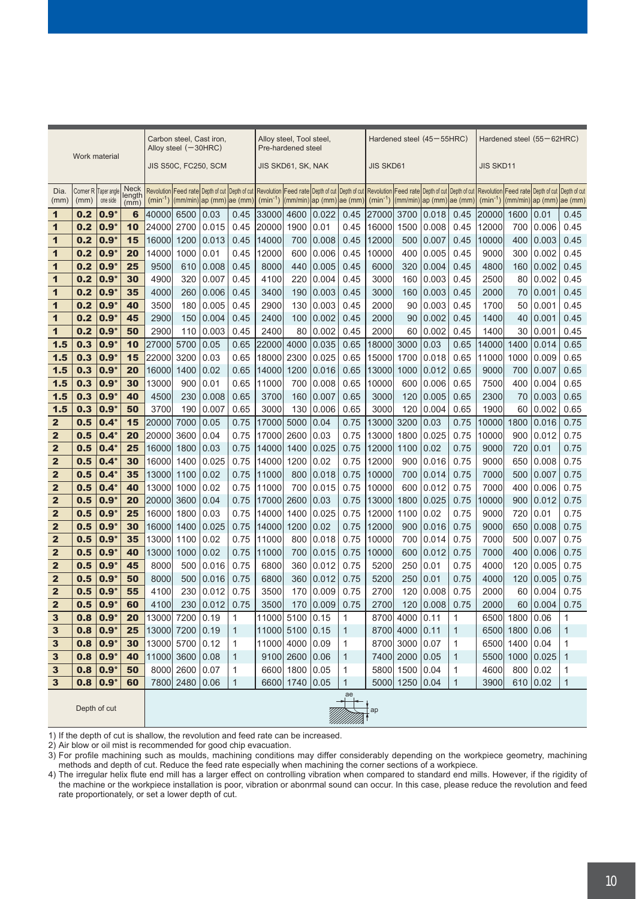| Work material | | | | Carbon steel, Cast iron, Alloy steel (−30HRC) JIS S50C, FC250, SCM | | | | Alloy steel, Tool steel, Pre-hardened steel JIS SKD61, SK, NAK | | | | Hardened steel (45−55HRC) JIS SKD61 | | | | Hardened steel (55−62HRC) JIS SKD11 | | | |
|---|---|---|---|---|---|---|---|---|---|---|---|---|---|---|---|---|---|---|---|
| Dia. (mm) | Corner R (mm) | Taper angle one side | Neck length (mm) | Revolution ($min^{-1}$) | Feed rate (mm/min) | Depth of cut ap (mm) | Depth of cut ae (mm) | Revolution ($min^{-1}$) | Feed rate (mm/min) | Depth of cut ap (mm) | Depth of cut ae (mm) | Revolution ($min^{-1}$) | Feed rate (mm/min) | Depth of cut ap (mm) | Depth of cut ae (mm) | Revolution ($min^{-1}$) | Feed rate (mm/min) | Depth of cut ap (mm) | Depth of cut ae (mm) |
| 1 | 0.2 | 0.9° | 6 | 40000 | 6500 | 0.03 | 0.45 | 33000 | 4600 | 0.022 | 0.45 | 27000 | 3700 | 0.018 | 0.45 | 20000 | 1600 | 0.01 | 0.45 |
| 1 | 0.2 | 0.9° | 10 | 24000 | 2700 | 0.015 | 0.45 | 20000 | 1900 | 0.01 | 0.45 | 16000 | 1500 | 0.008 | 0.45 | 12000 | 700 | 0.006 | 0.45 |
| 1 | 0.2 | 0.9° | 15 | 16000 | 1200 | 0.013 | 0.45 | 14000 | 700 | 0.008 | 0.45 | 12000 | 500 | 0.007 | 0.45 | 10000 | 400 | 0.003 | 0.45 |
| 1 | 0.2 | 0.9° | 20 | 14000 | 1000 | 0.01 | 0.45 | 12000 | 600 | 0.006 | 0.45 | 10000 | 400 | 0.005 | 0.45 | 9000 | 300 | 0.002 | 0.45 |
| 1 | 0.2 | 0.9° | 25 | 9500 | 610 | 0.008 | 0.45 | 8000 | 440 | 0.005 | 0.45 | 6000 | 320 | 0.004 | 0.45 | 4800 | 160 | 0.002 | 0.45 |
| 1 | 0.2 | 0.9° | 30 | 4900 | 320 | 0.007 | 0.45 | 4100 | 220 | 0.004 | 0.45 | 3000 | 160 | 0.003 | 0.45 | 2500 | 80 | 0.002 | 0.45 |
| 1 | 0.2 | 0.9° | 35 | 4000 | 260 | 0.006 | 0.45 | 3400 | 190 | 0.003 | 0.45 | 3000 | 160 | 0.003 | 0.45 | 2000 | 70 | 0.001 | 0.45 |
| 1 | 0.2 | 0.9° | 40 | 3500 | 180 | 0.005 | 0.45 | 2900 | 130 | 0.003 | 0.45 | 2000 | 90 | 0.003 | 0.45 | 1700 | 50 | 0.001 | 0.45 |
| 1 | 0.2 | 0.9° | 45 | 2900 | 150 | 0.004 | 0.45 | 2400 | 100 | 0.002 | 0.45 | 2000 | 90 | 0.002 | 0.45 | 1400 | 40 | 0.001 | 0.45 |
| 1 | 0.2 | 0.9° | 50 | 2900 | 110 | 0.003 | 0.45 | 2400 | 80 | 0.002 | 0.45 | 2000 | 60 | 0.002 | 0.45 | 1400 | 30 | 0.001 | 0.45 |
| 1.5 | 0.3 | 0.9° | 10 | 27000 | 5700 | 0.05 | 0.65 | 22000 | 4000 | 0.035 | 0.65 | 18000 | 3000 | 0.03 | 0.65 | 14000 | 1400 | 0.014 | 0.65 |
| 1.5 | 0.3 | 0.9° | 15 | 22000 | 3200 | 0.03 | 0.65 | 18000 | 2300 | 0.025 | 0.65 | 15000 | 1700 | 0.018 | 0.65 | 11000 | 1000 | 0.009 | 0.65 |
| 1.5 | 0.3 | 0.9° | 20 | 16000 | 1400 | 0.02 | 0.65 | 14000 | 1200 | 0.016 | 0.65 | 13000 | 1000 | 0.012 | 0.65 | 9000 | 700 | 0.007 | 0.65 |
| 1.5 | 0.3 | 0.9° | 30 | 13000 | 900 | 0.01 | 0.65 | 11000 | 700 | 0.008 | 0.65 | 10000 | 600 | 0.006 | 0.65 | 7500 | 400 | 0.004 | 0.65 |
| 1.5 | 0.3 | 0.9° | 40 | 4500 | 230 | 0.008 | 0.65 | 3700 | 160 | 0.007 | 0.65 | 3000 | 120 | 0.005 | 0.65 | 2300 | 70 | 0.003 | 0.65 |
| 1.5 | 0.3 | 0.9° | 50 | 3700 | 190 | 0.007 | 0.65 | 3000 | 130 | 0.006 | 0.65 | 3000 | 120 | 0.004 | 0.65 | 1900 | 60 | 0.002 | 0.65 |
| 2 | 0.5 | 0.4° | 15 | 20000 | 7000 | 0.05 | 0.75 | 17000 | 5000 | 0.04 | 0.75 | 13000 | 3200 | 0.03 | 0.75 | 10000 | 1800 | 0.016 | 0.75 |
| 2 | 0.5 | 0.4° | 20 | 20000 | 3600 | 0.04 | 0.75 | 17000 | 2600 | 0.03 | 0.75 | 13000 | 1800 | 0.025 | 0.75 | 10000 | 900 | 0.012 | 0.75 |
| 2 | 0.5 | 0.4° | 25 | 16000 | 1800 | 0.03 | 0.75 | 14000 | 1400 | 0.025 | 0.75 | 12000 | 1100 | 0.02 | 0.75 | 9000 | 720 | 0.01 | 0.75 |
| 2 | 0.5 | 0.4° | 30 | 16000 | 1400 | 0.025 | 0.75 | 14000 | 1200 | 0.02 | 0.75 | 12000 | 900 | 0.016 | 0.75 | 9000 | 650 | 0.008 | 0.75 |
| 2 | 0.5 | 0.4° | 35 | 13000 | 1100 | 0.02 | 0.75 | 11000 | 800 | 0.018 | 0.75 | 10000 | 700 | 0.014 | 0.75 | 7000 | 500 | 0.007 | 0.75 |
| 2 | 0.5 | 0.4° | 40 | 13000 | 1000 | 0.02 | 0.75 | 11000 | 700 | 0.015 | 0.75 | 10000 | 600 | 0.012 | 0.75 | 7000 | 400 | 0.006 | 0.75 |
| 2 | 0.5 | 0.9° | 20 | 20000 | 3600 | 0.04 | 0.75 | 17000 | 2600 | 0.03 | 0.75 | 13000 | 1800 | 0.025 | 0.75 | 10000 | 900 | 0.012 | 0.75 |
| 2 | 0.5 | 0.9° | 25 | 16000 | 1800 | 0.03 | 0.75 | 14000 | 1400 | 0.025 | 0.75 | 12000 | 1100 | 0.02 | 0.75 | 9000 | 720 | 0.01 | 0.75 |
| 2 | 0.5 | 0.9° | 30 | 16000 | 1400 | 0.025 | 0.75 | 14000 | 1200 | 0.02 | 0.75 | 12000 | 900 | 0.016 | 0.75 | 9000 | 650 | 0.008 | 0.75 |
| 2 | 0.5 | 0.9° | 35 | 13000 | 1100 | 0.02 | 0.75 | 11000 | 800 | 0.018 | 0.75 | 10000 | 700 | 0.014 | 0.75 | 7000 | 500 | 0.007 | 0.75 |
| 2 | 0.5 | 0.9° | 40 | 13000 | 1000 | 0.02 | 0.75 | 11000 | 700 | 0.015 | 0.75 | 10000 | 600 | 0.012 | 0.75 | 7000 | 400 | 0.006 | 0.75 |
| 2 | 0.5 | 0.9° | 45 | 8000 | 500 | 0.016 | 0.75 | 6800 | 360 | 0.012 | 0.75 | 5200 | 250 | 0.01 | 0.75 | 4000 | 120 | 0.005 | 0.75 |
| 2 | 0.5 | 0.9° | 50 | 8000 | 500 | 0.016 | 0.75 | 6800 | 360 | 0.012 | 0.75 | 5200 | 250 | 0.01 | 0.75 | 4000 | 120 | 0.005 | 0.75 |
| 2 | 0.5 | 0.9° | 55 | 4100 | 230 | 0.012 | 0.75 | 3500 | 170 | 0.009 | 0.75 | 2700 | 120 | 0.008 | 0.75 | 2000 | 60 | 0.004 | 0.75 |
| 2 | 0.5 | 0.9° | 60 | 4100 | 230 | 0.012 | 0.75 | 3500 | 170 | 0.009 | 0.75 | 2700 | 120 | 0.008 | 0.75 | 2000 | 60 | 0.004 | 0.75 |
| 3 | 0.8 | 0.9° | 20 | 13000 | 7200 | 0.19 | 1 | 11000 | 5100 | 0.15 | 1 | 8700 | 4000 | 0.11 | 1 | 6500 | 1800 | 0.06 | 1 |
| 3 | 0.8 | 0.9° | 25 | 13000 | 7200 | 0.19 | 1 | 11000 | 5100 | 0.15 | 1 | 8700 | 4000 | 0.11 | 1 | 6500 | 1800 | 0.06 | 1 |
| 3 | 0.8 | 0.9° | 30 | 13000 | 5700 | 0.12 | 1 | 11000 | 4000 | 0.09 | 1 | 8700 | 3000 | 0.07 | 1 | 6500 | 1400 | 0.04 | 1 |
| 3 | 0.8 | 0.9° | 40 | 11000 | 3600 | 0.08 | 1 | 9100 | 2600 | 0.06 | 1 | 7400 | 2000 | 0.05 | 1 | 5500 | 1000 | 0.025 | 1 |
| 3 | 0.8 | 0.9° | 50 | 8000 | 2600 | 0.07 | 1 | 6600 | 1800 | 0.05 | 1 | 5800 | 1500 | 0.04 | 1 | 4600 | 800 | 0.02 | 1 |
| 3 | 0.8 | 0.9° | 60 | 7800 | 2480 | 0.06 | 1 | 6600 | 1740 | 0.05 | 1 | 5000 | 1250 | 0.04 | 1 | 3900 | 610 | 0.02 | 1 |
| Depth of cut | | | | ae, ap | | | | | | | | | | | | | | | |

1) If the depth of cut is shallow, the revolution and feed rate can be increased.
2) Air blow or oil mist is recommended for good chip evacuation.
3) For profile machining such as moulds, machining conditions may differ considerably depending on the workpiece geometry, machining methods and depth of cut. Reduce the feed rate especially when machining the corner sections of a workpiece.
4) The irregular helix flute end mill has a larger effect on controlling vibration when compared to standard end mills. However, if the rigidity of the machine or the workpiece installation is poor, vibration or abonrmal sound can occur. In this case, please reduce the revolution and feed rate proportionately, or set a lower depth of cut.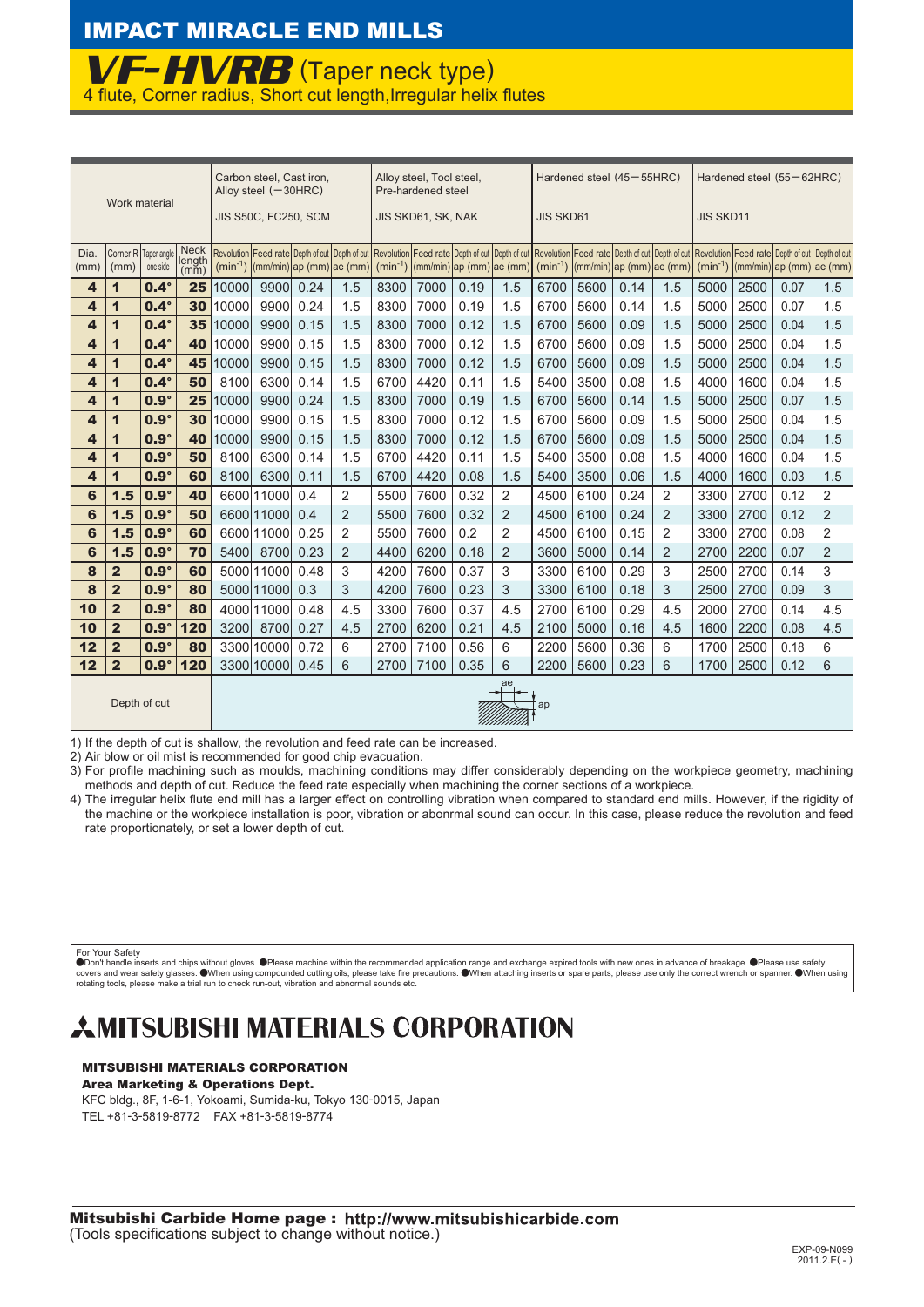# IMPACT MIRACLE END MILLS

## VF-HVRB (Taper neck type)

4 flute, Corner radius, Short cut length,Irregular helix flutes

| Work material | | | | Carbon steel, Cast iron, Alloy steel (−30HRC) JIS S50C, FC250, SCM | | | | Alloy steel, Tool steel, Pre-hardened steel JIS SKD61, SK, NAK | | | | Hardened steel (45−55HRC) JIS SKD61 | | | | Hardened steel (55−62HRC) JIS SKD11 | | | |
|---|---|---|---|---|---|---|---|---|---|---|---|---|---|---|---|---|---|---|---|
| Dia. (mm) | Corner R (mm) | Taper angle one side | Neck length (mm) | Revolution ($min^{-1}$) | Feed rate (mm/min) | Depth of cut ap (mm) | Depth of cut ae (mm) | Revolution ($min^{-1}$) | Feed rate (mm/min) | Depth of cut ap (mm) | Depth of cut ae (mm) | Revolution ($min^{-1}$) | Feed rate (mm/min) | Depth of cut ap (mm) | Depth of cut ae (mm) | Revolution ($min^{-1}$) | Feed rate (mm/min) | Depth of cut ap (mm) | Depth of cut ae (mm) |
| 4 | 1 | 0.4° | 25 | 10000 | 9900 | 0.24 | 1.5 | 8300 | 7000 | 0.19 | 1.5 | 6700 | 5600 | 0.14 | 1.5 | 5000 | 2500 | 0.07 | 1.5 |
| 4 | 1 | 0.4° | 30 | 10000 | 9900 | 0.24 | 1.5 | 8300 | 7000 | 0.19 | 1.5 | 6700 | 5600 | 0.14 | 1.5 | 5000 | 2500 | 0.07 | 1.5 |
| 4 | 1 | 0.4° | 35 | 10000 | 9900 | 0.15 | 1.5 | 8300 | 7000 | 0.12 | 1.5 | 6700 | 5600 | 0.09 | 1.5 | 5000 | 2500 | 0.04 | 1.5 |
| 4 | 1 | 0.4° | 40 | 10000 | 9900 | 0.15 | 1.5 | 8300 | 7000 | 0.12 | 1.5 | 6700 | 5600 | 0.09 | 1.5 | 5000 | 2500 | 0.04 | 1.5 |
| 4 | 1 | 0.4° | 45 | 10000 | 9900 | 0.15 | 1.5 | 8300 | 7000 | 0.12 | 1.5 | 6700 | 5600 | 0.09 | 1.5 | 5000 | 2500 | 0.04 | 1.5 |
| 4 | 1 | 0.4° | 50 | 8100 | 6300 | 0.14 | 1.5 | 6700 | 4420 | 0.11 | 1.5 | 5400 | 3500 | 0.08 | 1.5 | 4000 | 1600 | 0.04 | 1.5 |
| 4 | 1 | 0.9° | 25 | 10000 | 9900 | 0.24 | 1.5 | 8300 | 7000 | 0.19 | 1.5 | 6700 | 5600 | 0.14 | 1.5 | 5000 | 2500 | 0.07 | 1.5 |
| 4 | 1 | 0.9° | 30 | 10000 | 9900 | 0.15 | 1.5 | 8300 | 7000 | 0.12 | 1.5 | 6700 | 5600 | 0.09 | 1.5 | 5000 | 2500 | 0.04 | 1.5 |
| 4 | 1 | 0.9° | 40 | 10000 | 9900 | 0.15 | 1.5 | 8300 | 7000 | 0.12 | 1.5 | 6700 | 5600 | 0.09 | 1.5 | 5000 | 2500 | 0.04 | 1.5 |
| 4 | 1 | 0.9° | 50 | 8100 | 6300 | 0.14 | 1.5 | 6700 | 4420 | 0.11 | 1.5 | 5400 | 3500 | 0.08 | 1.5 | 4000 | 1600 | 0.04 | 1.5 |
| 4 | 1 | 0.9° | 60 | 8100 | 6300 | 0.11 | 1.5 | 6700 | 4420 | 0.08 | 1.5 | 5400 | 3500 | 0.06 | 1.5 | 4000 | 1600 | 0.03 | 1.5 |
| 6 | 1.5 | 0.9° | 40 | 6600 | 11000 | 0.4 | 2 | 5500 | 7600 | 0.32 | 2 | 4500 | 6100 | 0.24 | 2 | 3300 | 2700 | 0.12 | 2 |
| 6 | 1.5 | 0.9° | 50 | 6600 | 11000 | 0.4 | 2 | 5500 | 7600 | 0.32 | 2 | 4500 | 6100 | 0.24 | 2 | 3300 | 2700 | 0.12 | 2 |
| 6 | 1.5 | 0.9° | 60 | 6600 | 11000 | 0.25 | 2 | 5500 | 7600 | 0.2 | 2 | 4500 | 6100 | 0.15 | 2 | 3300 | 2700 | 0.08 | 2 |
| 6 | 1.5 | 0.9° | 70 | 5400 | 8700 | 0.23 | 2 | 4400 | 6200 | 0.18 | 2 | 3600 | 5000 | 0.14 | 2 | 2700 | 2200 | 0.07 | 2 |
| 8 | 2 | 0.9° | 60 | 5000 | 11000 | 0.48 | 3 | 4200 | 7600 | 0.37 | 3 | 3300 | 6100 | 0.29 | 3 | 2500 | 2700 | 0.14 | 3 |
| 8 | 2 | 0.9° | 80 | 5000 | 11000 | 0.3 | 3 | 4200 | 7600 | 0.23 | 3 | 3300 | 6100 | 0.18 | 3 | 2500 | 2700 | 0.09 | 3 |
| 10 | 2 | 0.9° | 80 | 4000 | 11000 | 0.48 | 4.5 | 3300 | 7600 | 0.37 | 4.5 | 2700 | 6100 | 0.29 | 4.5 | 2000 | 2700 | 0.14 | 4.5 |
| 10 | 2 | 0.9° | 120 | 3200 | 8700 | 0.27 | 4.5 | 2700 | 6200 | 0.21 | 4.5 | 2100 | 5000 | 0.16 | 4.5 | 1600 | 2200 | 0.08 | 4.5 |
| 12 | 2 | 0.9° | 80 | 3300 | 10000 | 0.72 | 6 | 2700 | 7100 | 0.56 | 6 | 2200 | 5600 | 0.36 | 6 | 1700 | 2500 | 0.18 | 6 |
| 12 | 2 | 0.9° | 120 | 3300 | 10000 | 0.45 | 6 | 2700 | 7100 | 0.35 | 6 | 2200 | 5600 | 0.23 | 6 | 1700 | 2500 | 0.12 | 6 |

Depth of cut

ae

ap

1) If the depth of cut is shallow, the revolution and feed rate can be increased.
2) Air blow or oil mist is recommended for good chip evacuation.
3) For profile machining such as moulds, machining conditions may differ considerably depending on the workpiece geometry, machining methods and depth of cut. Reduce the feed rate especially when machining the corner sections of a workpiece.
4) The irregular helix flute end mill has a larger effect on controlling vibration when compared to standard end mills. However, if the rigidity of the machine or the workpiece installation is poor, vibration or abonrmal sound can occur. In this case, please reduce the revolution and feed rate proportionately, or set a lower depth of cut.

For Your Safety
●Don't handle inserts and chips without gloves. ●Please machine within the recommended application range and exchange expired tools with new ones in advance of breakage. ●Please use safety covers and wear safety glasses. ●When using compounded cutting oils, please take fire precautions. ●When attaching inserts or spare parts, please use only the correct wrench or spanner. ●When using rotating tools, please make a trial run to check run-out, vibration and abnormal sounds etc.

# MITSUBISHI MATERIALS CORPORATION

**MITSUBISHI MATERIALS CORPORATION**
**Area Marketing & Operations Dept.**
KFC bldg., 8F, 1-6-1, Yokoami, Sumida-ku, Tokyo 130-0015, Japan
TEL +81-3-5819-8772 FAX +81-3-5819-8774

**Mitsubishi Carbide Home page : http://www.mitsubishicarbide.com**
(Tools specifications subject to change without notice.)

EXP-09-N099
2011.2.E( - )